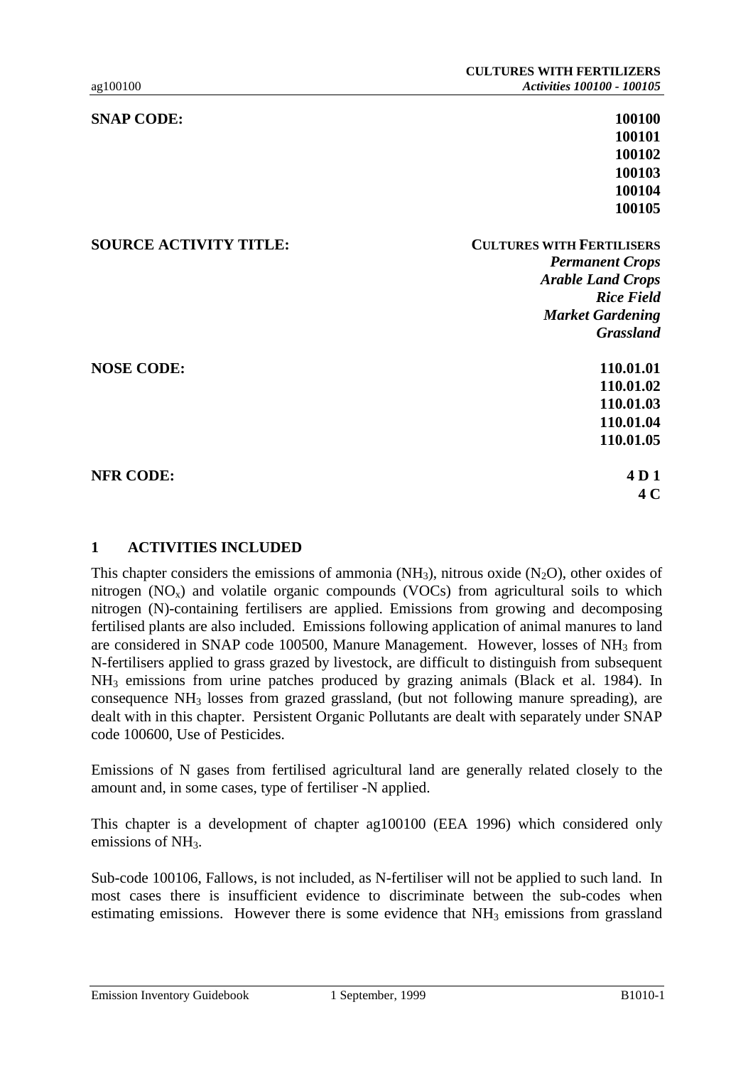| | |
|---|---|
| **SNAP CODE:** | **100100** |
| | **100101** |
| | **100102** |
| | **100103** |
| | **100104** |
| | **100105** |
| **SOURCE ACTIVITY TITLE:** | **CULTURES WITH FERTILISERS** |
| | ***Permanent Crops*** |
| | ***Arable Land Crops*** |
| | ***Rice Field*** |
| | ***Market Gardening*** |
| | ***Grassland*** |
| **NOSE CODE:** | **110.01.01** |
| | **110.01.02** |
| | **110.01.03** |
| | **110.01.04** |
| | **110.01.05** |
| **NFR CODE:** | **4 D 1** |
| | **4 C** |

## 1 ACTIVITIES INCLUDED

This chapter considers the emissions of ammonia ($NH_3$), nitrous oxide ($N_2O$), other oxides of nitrogen ($NO_x$) and volatile organic compounds (VOCs) from agricultural soils to which nitrogen (N)-containing fertilisers are applied. Emissions from growing and decomposing fertilised plants are also included. Emissions following application of animal manures to land are considered in SNAP code 100500, Manure Management. However, losses of $NH_3$ from N-fertilisers applied to grass grazed by livestock, are difficult to distinguish from subsequent $NH_3$ emissions from urine patches produced by grazing animals (Black et al. 1984). In consequence $NH_3$ losses from grazed grassland, (but not following manure spreading), are dealt with in this chapter. Persistent Organic Pollutants are dealt with separately under SNAP code 100600, Use of Pesticides.

Emissions of N gases from fertilised agricultural land are generally related closely to the amount and, in some cases, type of fertiliser -N applied.

This chapter is a development of chapter ag100100 (EEA 1996) which considered only emissions of $NH_3$.

Sub-code 100106, Fallows, is not included, as N-fertiliser will not be applied to such land. In most cases there is insufficient evidence to discriminate between the sub-codes when estimating emissions. However there is some evidence that $NH_3$ emissions from grassland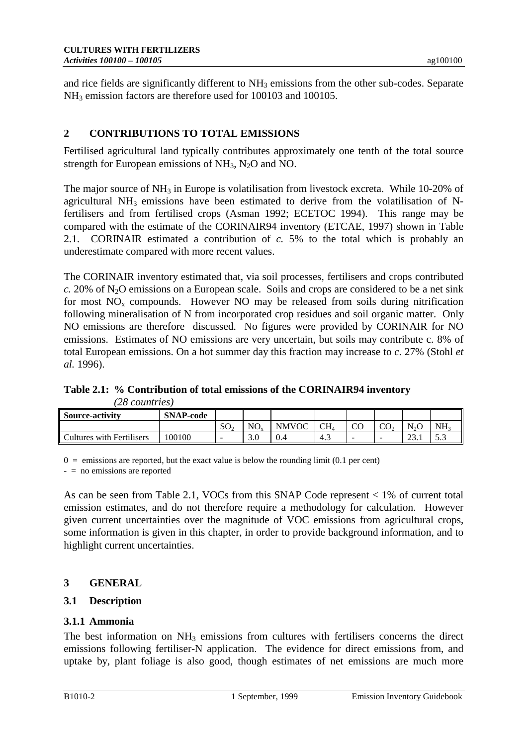and rice fields are significantly different to $NH_3$ emissions from the other sub-codes. Separate $NH_3$ emission factors are therefore used for 100103 and 100105.

## 2 CONTRIBUTIONS TO TOTAL EMISSIONS

Fertilised agricultural land typically contributes approximately one tenth of the total source strength for European emissions of $NH_3$, $N_2O$ and NO.

The major source of $NH_3$ in Europe is volatilisation from livestock excreta. While 10-20% of agricultural $NH_3$ emissions have been estimated to derive from the volatilisation of N-fertilisers and from fertilised crops (Asman 1992; ECETOC 1994). This range may be compared with the estimate of the CORINAIR94 inventory (ETCAE, 1997) shown in Table 2.1. CORINAIR estimated a contribution of *c.* 5% to the total which is probably an underestimate compared with more recent values.

The CORINAIR inventory estimated that, via soil processes, fertilisers and crops contributed *c.* 20% of $N_2O$ emissions on a European scale. Soils and crops are considered to be a net sink for most $NO_x$ compounds. However NO may be released from soils during nitrification following mineralisation of N from incorporated crop residues and soil organic matter. Only NO emissions are therefore discussed. No figures were provided by CORINAIR for NO emissions. Estimates of NO emissions are very uncertain, but soils may contribute c. 8% of total European emissions. On a hot summer day this fraction may increase to *c*. 27% (Stohl *et al.* 1996).

**Table 2.1: % Contribution of total emissions of the CORINAIR94 inventory** *(28 countries)*

| Source-activity | SNAP-code | | | | | | | | |
|---|---|---|---|---|---|---|---|---|---|
| | | $SO_2$ | $NO_x$ | NMVOC | $CH_4$ | CO | $CO_2$ | $N_2O$ | $NH_3$ |
| Cultures with Fertilisers | 100100 | - | 3.0 | 0.4 | 4.3 | - | - | 23.1 | 5.3 |

0 = emissions are reported, but the exact value is below the rounding limit (0.1 per cent)

\- = no emissions are reported

As can be seen from Table 2.1, VOCs from this SNAP Code represent < 1% of current total emission estimates, and do not therefore require a methodology for calculation. However given current uncertainties over the magnitude of VOC emissions from agricultural crops, some information is given in this chapter, in order to provide background information, and to highlight current uncertainties.

## 3 GENERAL

### 3.1 Description

#### 3.1.1 Ammonia

The best information on $NH_3$ emissions from cultures with fertilisers concerns the direct emissions following fertiliser-N application. The evidence for direct emissions from, and uptake by, plant foliage is also good, though estimates of net emissions are much more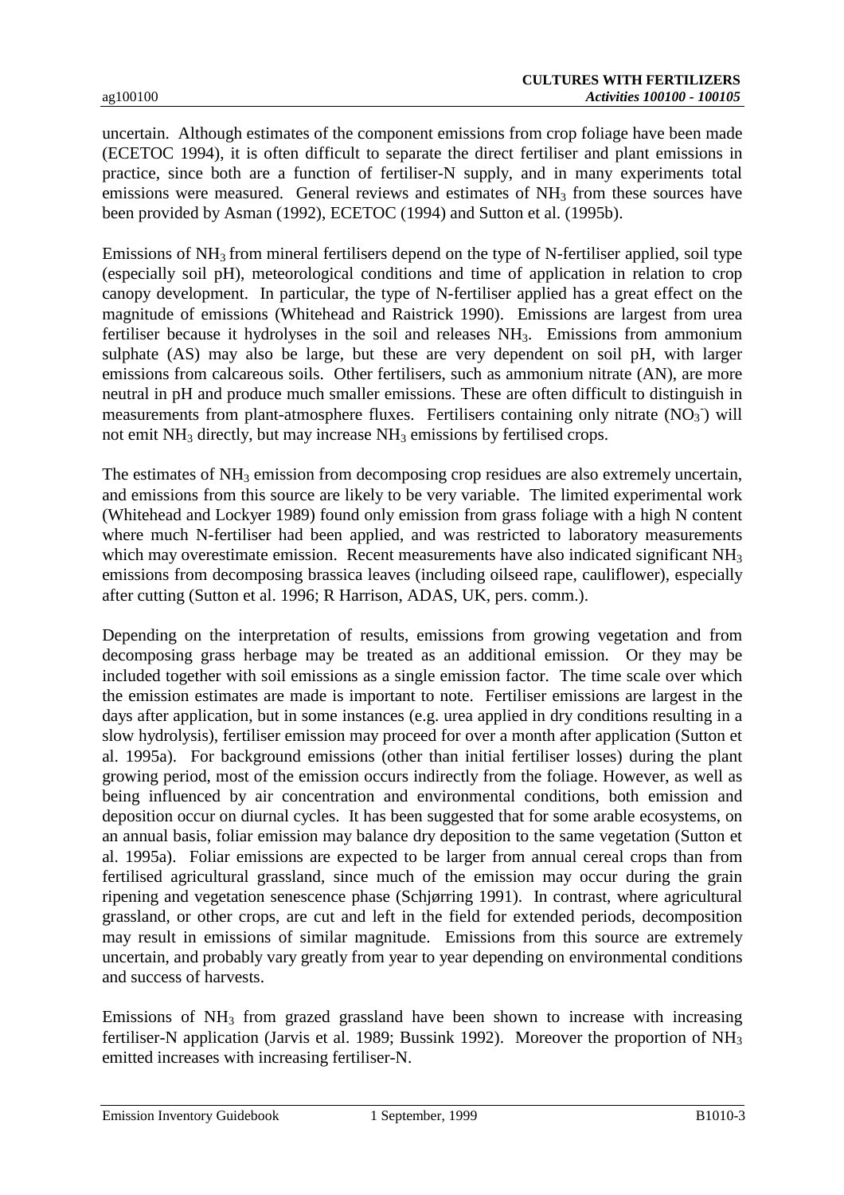uncertain. Although estimates of the component emissions from crop foliage have been made (ECETOC 1994), it is often difficult to separate the direct fertiliser and plant emissions in practice, since both are a function of fertiliser-N supply, and in many experiments total emissions were measured. General reviews and estimates of $NH_3$ from these sources have been provided by Asman (1992), ECETOC (1994) and Sutton et al. (1995b).

Emissions of $NH_3$ from mineral fertilisers depend on the type of N-fertiliser applied, soil type (especially soil pH), meteorological conditions and time of application in relation to crop canopy development. In particular, the type of N-fertiliser applied has a great effect on the magnitude of emissions (Whitehead and Raistrick 1990). Emissions are largest from urea fertiliser because it hydrolyses in the soil and releases $NH_3$. Emissions from ammonium sulphate (AS) may also be large, but these are very dependent on soil pH, with larger emissions from calcareous soils. Other fertilisers, such as ammonium nitrate (AN), are more neutral in pH and produce much smaller emissions. These are often difficult to distinguish in measurements from plant-atmosphere fluxes. Fertilisers containing only nitrate ($NO_3^-$) will not emit $NH_3$ directly, but may increase $NH_3$ emissions by fertilised crops.

The estimates of $NH_3$ emission from decomposing crop residues are also extremely uncertain, and emissions from this source are likely to be very variable. The limited experimental work (Whitehead and Lockyer 1989) found only emission from grass foliage with a high N content where much N-fertiliser had been applied, and was restricted to laboratory measurements which may overestimate emission. Recent measurements have also indicated significant $NH_3$ emissions from decomposing brassica leaves (including oilseed rape, cauliflower), especially after cutting (Sutton et al. 1996; R Harrison, ADAS, UK, pers. comm.).

Depending on the interpretation of results, emissions from growing vegetation and from decomposing grass herbage may be treated as an additional emission. Or they may be included together with soil emissions as a single emission factor. The time scale over which the emission estimates are made is important to note. Fertiliser emissions are largest in the days after application, but in some instances (e.g. urea applied in dry conditions resulting in a slow hydrolysis), fertiliser emission may proceed for over a month after application (Sutton et al. 1995a). For background emissions (other than initial fertiliser losses) during the plant growing period, most of the emission occurs indirectly from the foliage. However, as well as being influenced by air concentration and environmental conditions, both emission and deposition occur on diurnal cycles. It has been suggested that for some arable ecosystems, on an annual basis, foliar emission may balance dry deposition to the same vegetation (Sutton et al. 1995a). Foliar emissions are expected to be larger from annual cereal crops than from fertilised agricultural grassland, since much of the emission may occur during the grain ripening and vegetation senescence phase (Schjørring 1991). In contrast, where agricultural grassland, or other crops, are cut and left in the field for extended periods, decomposition may result in emissions of similar magnitude. Emissions from this source are extremely uncertain, and probably vary greatly from year to year depending on environmental conditions and success of harvests.

Emissions of $NH_3$ from grazed grassland have been shown to increase with increasing fertiliser-N application (Jarvis et al. 1989; Bussink 1992). Moreover the proportion of $NH_3$ emitted increases with increasing fertiliser-N.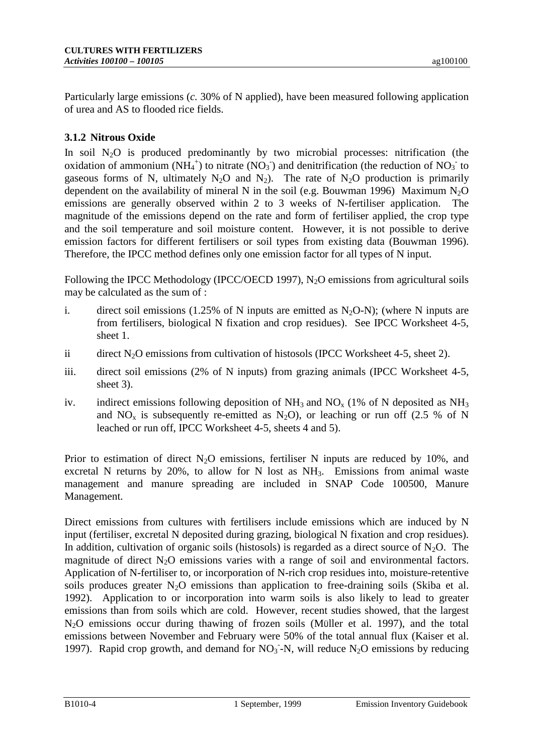Particularly large emissions (*c.* 30% of N applied), have been measured following application of urea and AS to flooded rice fields.

### 3.1.2 Nitrous Oxide

In soil $N_2O$ is produced predominantly by two microbial processes: nitrification (the oxidation of ammonium ($NH_4^+$) to nitrate ($NO_3^-$) and denitrification (the reduction of $NO_3^-$ to gaseous forms of N, ultimately $N_2O$ and $N_2$). The rate of $N_2O$ production is primarily dependent on the availability of mineral N in the soil (e.g. Bouwman 1996) Maximum $N_2O$ emissions are generally observed within 2 to 3 weeks of N-fertiliser application. The magnitude of the emissions depend on the rate and form of fertiliser applied, the crop type and the soil temperature and soil moisture content. However, it is not possible to derive emission factors for different fertilisers or soil types from existing data (Bouwman 1996). Therefore, the IPCC method defines only one emission factor for all types of N input.

Following the IPCC Methodology (IPCC/OECD 1997), $N_2O$ emissions from agricultural soils may be calculated as the sum of :

i. direct soil emissions (1.25% of N inputs are emitted as $N_2O$-N); (where N inputs are from fertilisers, biological N fixation and crop residues). See IPCC Worksheet 4-5, sheet 1.

ii direct $N_2O$ emissions from cultivation of histosols (IPCC Worksheet 4-5, sheet 2).

iii. direct soil emissions (2% of N inputs) from grazing animals (IPCC Worksheet 4-5, sheet 3).

iv. indirect emissions following deposition of $NH_3$ and $NO_x$ (1% of N deposited as $NH_3$ and $NO_x$ is subsequently re-emitted as $N_2O$), or leaching or run off (2.5 % of N leached or run off, IPCC Worksheet 4-5, sheets 4 and 5).

Prior to estimation of direct $N_2O$ emissions, fertiliser N inputs are reduced by 10%, and excretal N returns by 20%, to allow for N lost as $NH_3$. Emissions from animal waste management and manure spreading are included in SNAP Code 100500, Manure Management.

Direct emissions from cultures with fertilisers include emissions which are induced by N input (fertiliser, excretal N deposited during grazing, biological N fixation and crop residues). In addition, cultivation of organic soils (histosols) is regarded as a direct source of $N_2O$. The magnitude of direct $N_2O$ emissions varies with a range of soil and environmental factors. Application of N-fertiliser to, or incorporation of N-rich crop residues into, moisture-retentive soils produces greater $N_2O$ emissions than application to free-draining soils (Skiba et al. 1992). Application to or incorporation into warm soils is also likely to lead to greater emissions than from soils which are cold. However, recent studies showed, that the largest $N_2O$ emissions occur during thawing of frozen soils (Müller et al. 1997), and the total emissions between November and February were 50% of the total annual flux (Kaiser et al. 1997). Rapid crop growth, and demand for $NO_3^-$-N, will reduce $N_2O$ emissions by reducing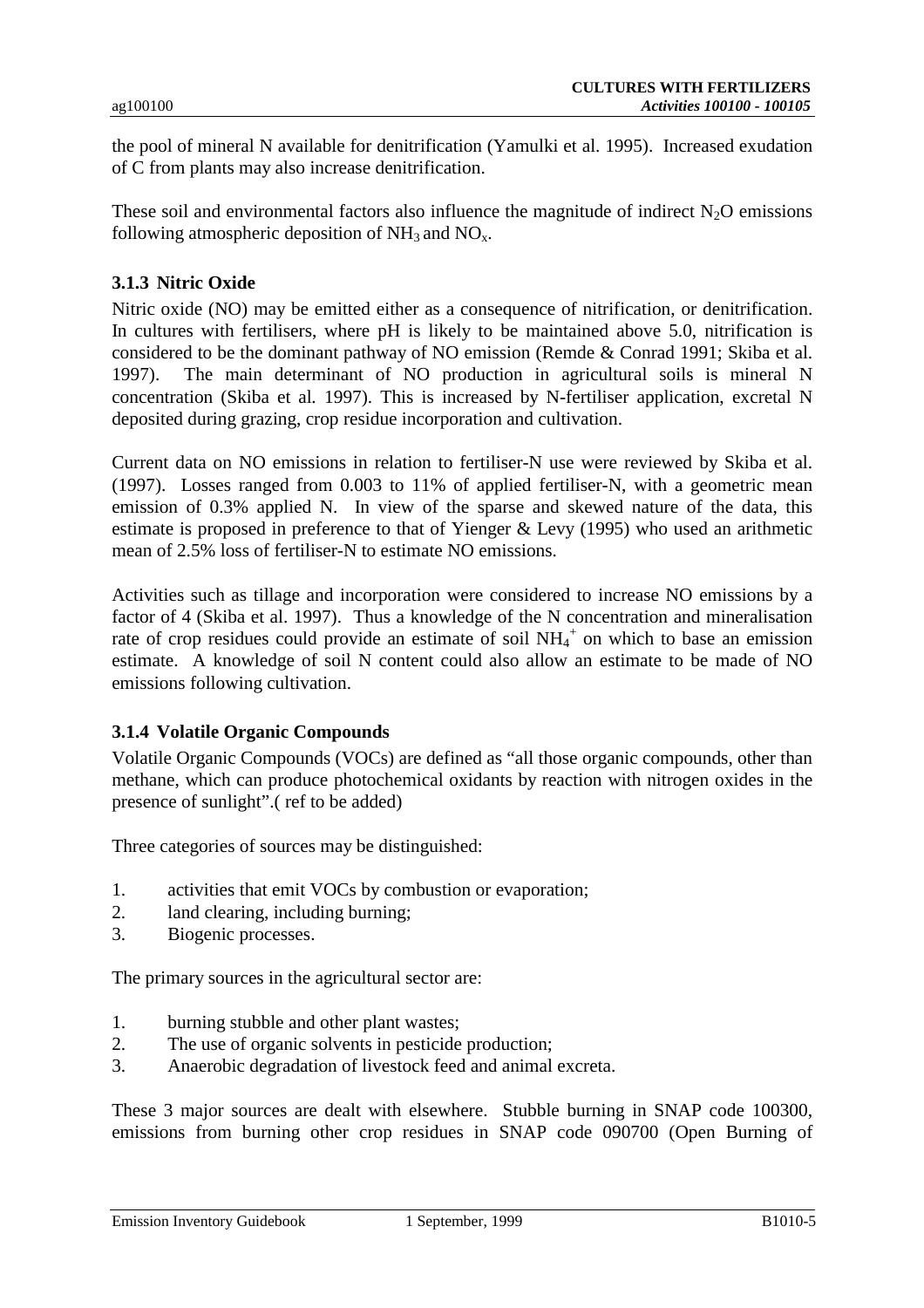the pool of mineral N available for denitrification (Yamulki et al. 1995). Increased exudation of C from plants may also increase denitrification.

These soil and environmental factors also influence the magnitude of indirect $N_2O$ emissions following atmospheric deposition of $NH_3$ and $NO_x$.

### 3.1.3 Nitric Oxide

Nitric oxide (NO) may be emitted either as a consequence of nitrification, or denitrification. In cultures with fertilisers, where pH is likely to be maintained above 5.0, nitrification is considered to be the dominant pathway of NO emission (Remde & Conrad 1991; Skiba et al. 1997). The main determinant of NO production in agricultural soils is mineral N concentration (Skiba et al. 1997). This is increased by N-fertiliser application, excretal N deposited during grazing, crop residue incorporation and cultivation.

Current data on NO emissions in relation to fertiliser-N use were reviewed by Skiba et al. (1997). Losses ranged from 0.003 to 11% of applied fertiliser-N, with a geometric mean emission of 0.3% applied N. In view of the sparse and skewed nature of the data, this estimate is proposed in preference to that of Yienger & Levy (1995) who used an arithmetic mean of 2.5% loss of fertiliser-N to estimate NO emissions.

Activities such as tillage and incorporation were considered to increase NO emissions by a factor of 4 (Skiba et al. 1997). Thus a knowledge of the N concentration and mineralisation rate of crop residues could provide an estimate of soil $NH_4^+$ on which to base an emission estimate. A knowledge of soil N content could also allow an estimate to be made of NO emissions following cultivation.

### 3.1.4 Volatile Organic Compounds

Volatile Organic Compounds (VOCs) are defined as "all those organic compounds, other than methane, which can produce photochemical oxidants by reaction with nitrogen oxides in the presence of sunlight".( ref to be added)

Three categories of sources may be distinguished:

1. activities that emit VOCs by combustion or evaporation;
2. land clearing, including burning;
3. Biogenic processes.

The primary sources in the agricultural sector are:

1. burning stubble and other plant wastes;
2. The use of organic solvents in pesticide production;
3. Anaerobic degradation of livestock feed and animal excreta.

These 3 major sources are dealt with elsewhere. Stubble burning in SNAP code 100300, emissions from burning other crop residues in SNAP code 090700 (Open Burning of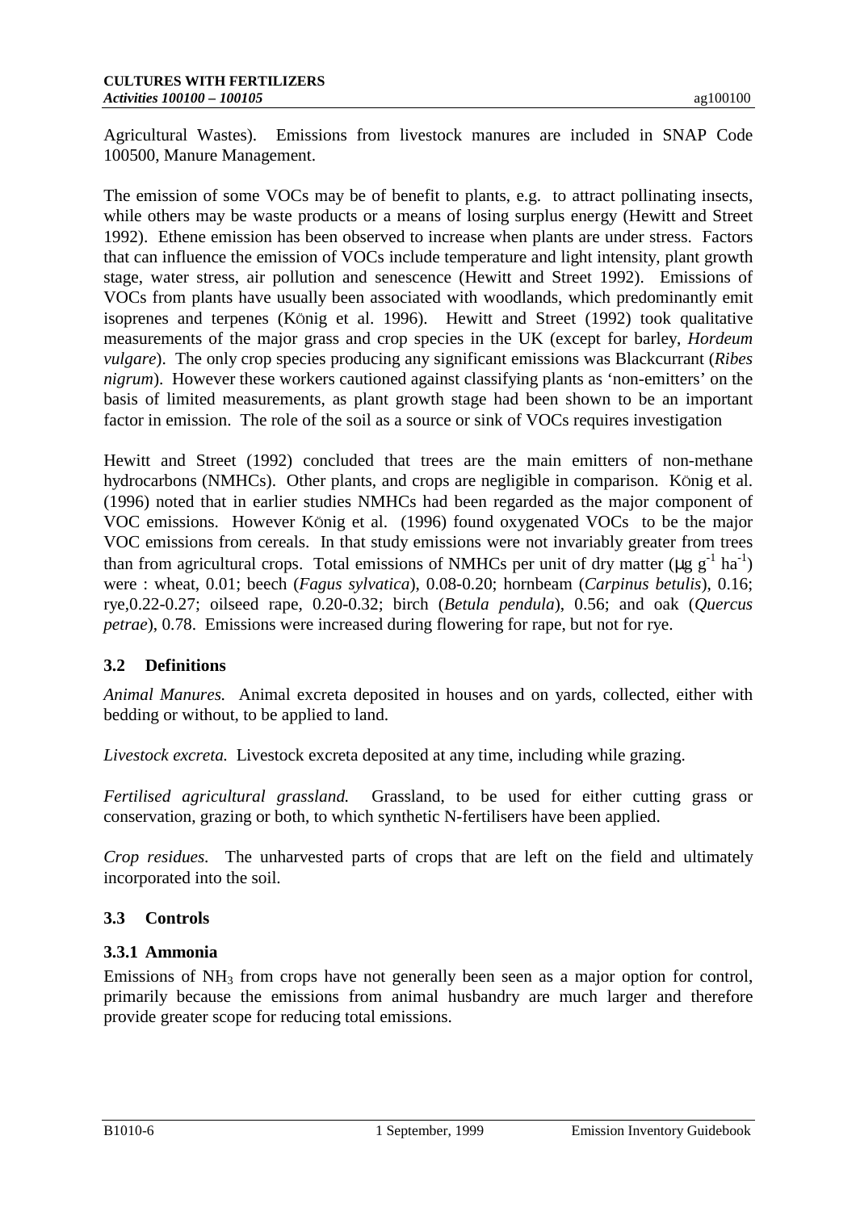Agricultural Wastes). Emissions from livestock manures are included in SNAP Code 100500, Manure Management.

The emission of some VOCs may be of benefit to plants, e.g. to attract pollinating insects, while others may be waste products or a means of losing surplus energy (Hewitt and Street 1992). Ethene emission has been observed to increase when plants are under stress. Factors that can influence the emission of VOCs include temperature and light intensity, plant growth stage, water stress, air pollution and senescence (Hewitt and Street 1992). Emissions of VOCs from plants have usually been associated with woodlands, which predominantly emit isoprenes and terpenes (König et al. 1996). Hewitt and Street (1992) took qualitative measurements of the major grass and crop species in the UK (except for barley, *Hordeum vulgare*). The only crop species producing any significant emissions was Blackcurrant (*Ribes nigrum*). However these workers cautioned against classifying plants as 'non-emitters' on the basis of limited measurements, as plant growth stage had been shown to be an important factor in emission. The role of the soil as a source or sink of VOCs requires investigation

Hewitt and Street (1992) concluded that trees are the main emitters of non-methane hydrocarbons (NMHCs). Other plants, and crops are negligible in comparison. König et al. (1996) noted that in earlier studies NMHCs had been regarded as the major component of VOC emissions. However König et al. (1996) found oxygenated VOCs to be the major VOC emissions from cereals. In that study emissions were not invariably greater from trees than from agricultural crops. Total emissions of NMHCs per unit of dry matter ($\mu g\ g^{-1}\ ha^{-1}$) were : wheat, 0.01; beech (*Fagus sylvatica*), 0.08-0.20; hornbeam (*Carpinus betulis*), 0.16; rye,0.22-0.27; oilseed rape, 0.20-0.32; birch (*Betula pendula*), 0.56; and oak (*Quercus petrae*), 0.78. Emissions were increased during flowering for rape, but not for rye.

## 3.2 Definitions

*Animal Manures.* Animal excreta deposited in houses and on yards, collected, either with bedding or without, to be applied to land.

*Livestock excreta.* Livestock excreta deposited at any time, including while grazing.

*Fertilised agricultural grassland.* Grassland, to be used for either cutting grass or conservation, grazing or both, to which synthetic N-fertilisers have been applied.

*Crop residues*. The unharvested parts of crops that are left on the field and ultimately incorporated into the soil.

## 3.3 Controls

### 3.3.1 Ammonia

Emissions of $NH_3$ from crops have not generally been seen as a major option for control, primarily because the emissions from animal husbandry are much larger and therefore provide greater scope for reducing total emissions.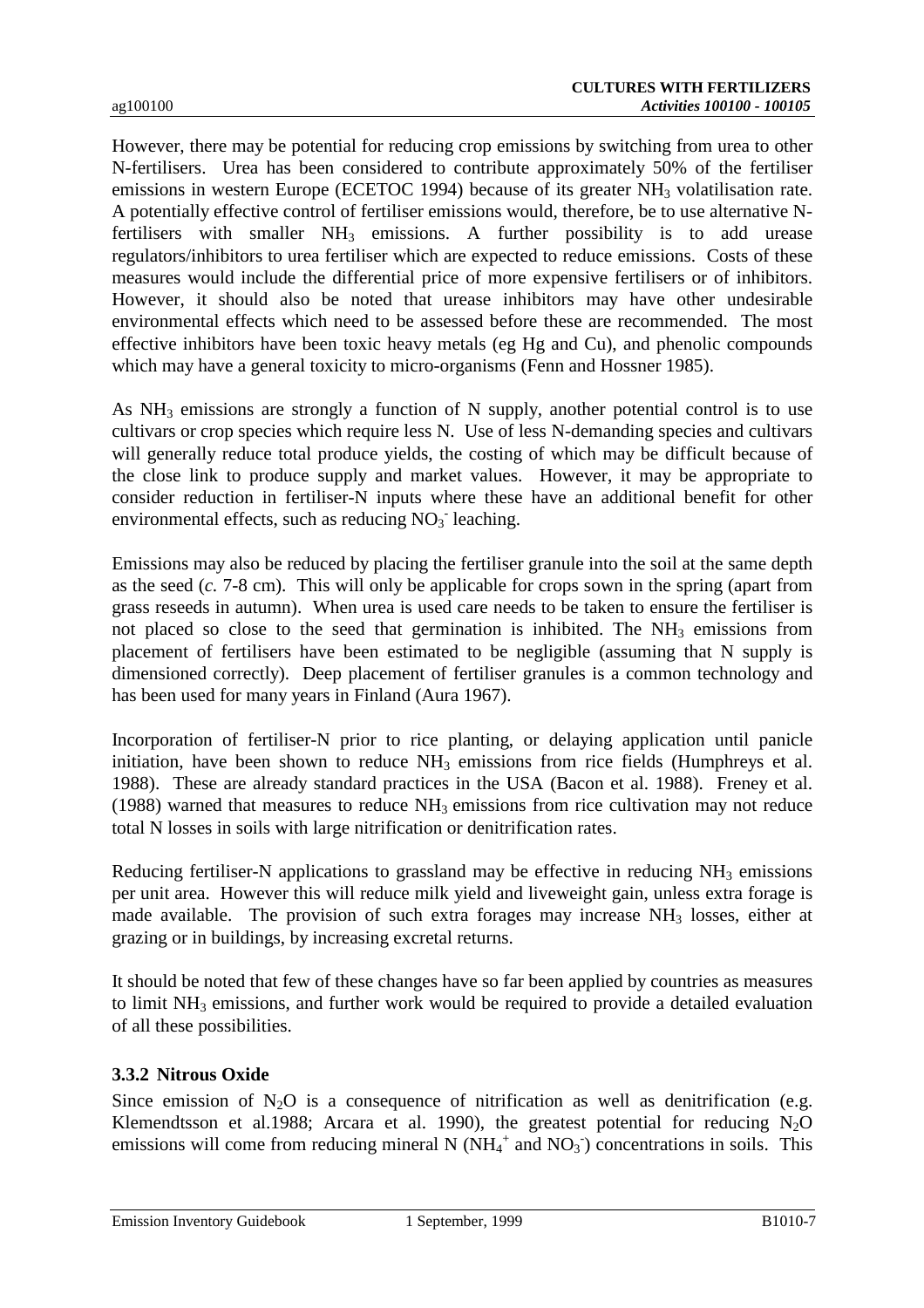However, there may be potential for reducing crop emissions by switching from urea to other N-fertilisers. Urea has been considered to contribute approximately 50% of the fertiliser emissions in western Europe (ECETOC 1994) because of its greater $NH_3$ volatilisation rate. A potentially effective control of fertiliser emissions would, therefore, be to use alternative N-fertilisers with smaller $NH_3$ emissions. A further possibility is to add urease regulators/inhibitors to urea fertiliser which are expected to reduce emissions. Costs of these measures would include the differential price of more expensive fertilisers or of inhibitors. However, it should also be noted that urease inhibitors may have other undesirable environmental effects which need to be assessed before these are recommended. The most effective inhibitors have been toxic heavy metals (eg Hg and Cu), and phenolic compounds which may have a general toxicity to micro-organisms (Fenn and Hossner 1985).

As $NH_3$ emissions are strongly a function of N supply, another potential control is to use cultivars or crop species which require less N. Use of less N-demanding species and cultivars will generally reduce total produce yields, the costing of which may be difficult because of the close link to produce supply and market values. However, it may be appropriate to consider reduction in fertiliser-N inputs where these have an additional benefit for other environmental effects, such as reducing $NO_3^-$ leaching.

Emissions may also be reduced by placing the fertiliser granule into the soil at the same depth as the seed (*c.* 7-8 cm). This will only be applicable for crops sown in the spring (apart from grass reseeds in autumn). When urea is used care needs to be taken to ensure the fertiliser is not placed so close to the seed that germination is inhibited. The $NH_3$ emissions from placement of fertilisers have been estimated to be negligible (assuming that N supply is dimensioned correctly). Deep placement of fertiliser granules is a common technology and has been used for many years in Finland (Aura 1967).

Incorporation of fertiliser-N prior to rice planting, or delaying application until panicle initiation, have been shown to reduce $NH_3$ emissions from rice fields (Humphreys et al. 1988). These are already standard practices in the USA (Bacon et al. 1988). Freney et al. (1988) warned that measures to reduce $NH_3$ emissions from rice cultivation may not reduce total N losses in soils with large nitrification or denitrification rates.

Reducing fertiliser-N applications to grassland may be effective in reducing $NH_3$ emissions per unit area. However this will reduce milk yield and liveweight gain, unless extra forage is made available. The provision of such extra forages may increase $NH_3$ losses, either at grazing or in buildings, by increasing excretal returns.

It should be noted that few of these changes have so far been applied by countries as measures to limit $NH_3$ emissions, and further work would be required to provide a detailed evaluation of all these possibilities.

### 3.3.2 Nitrous Oxide

Since emission of $N_2O$ is a consequence of nitrification as well as denitrification (e.g. Klemendtsson et al.1988; Arcara et al. 1990), the greatest potential for reducing $N_2O$ emissions will come from reducing mineral N ($NH_4^+$ and $NO_3^-$) concentrations in soils. This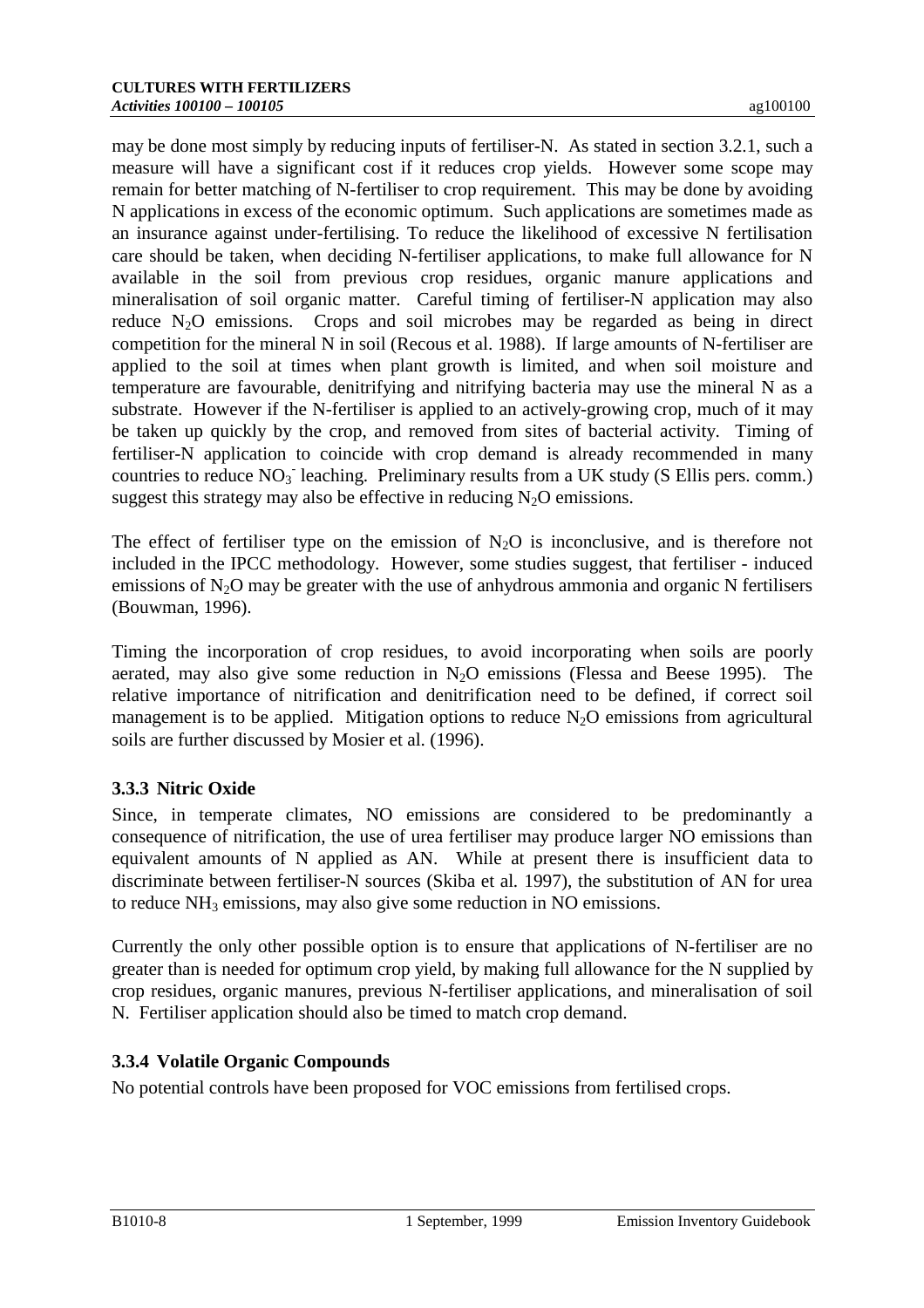may be done most simply by reducing inputs of fertiliser-N. As stated in section 3.2.1, such a measure will have a significant cost if it reduces crop yields. However some scope may remain for better matching of N-fertiliser to crop requirement. This may be done by avoiding N applications in excess of the economic optimum. Such applications are sometimes made as an insurance against under-fertilising. To reduce the likelihood of excessive N fertilisation care should be taken, when deciding N-fertiliser applications, to make full allowance for N available in the soil from previous crop residues, organic manure applications and mineralisation of soil organic matter. Careful timing of fertiliser-N application may also reduce $N_2O$ emissions. Crops and soil microbes may be regarded as being in direct competition for the mineral N in soil (Recous et al. 1988). If large amounts of N-fertiliser are applied to the soil at times when plant growth is limited, and when soil moisture and temperature are favourable, denitrifying and nitrifying bacteria may use the mineral N as a substrate. However if the N-fertiliser is applied to an actively-growing crop, much of it may be taken up quickly by the crop, and removed from sites of bacterial activity. Timing of fertiliser-N application to coincide with crop demand is already recommended in many countries to reduce $NO_3^-$ leaching. Preliminary results from a UK study (S Ellis pers. comm.) suggest this strategy may also be effective in reducing $N_2O$ emissions.

The effect of fertiliser type on the emission of $N_2O$ is inconclusive, and is therefore not included in the IPCC methodology. However, some studies suggest, that fertiliser - induced emissions of $N_2O$ may be greater with the use of anhydrous ammonia and organic N fertilisers (Bouwman, 1996).

Timing the incorporation of crop residues, to avoid incorporating when soils are poorly aerated, may also give some reduction in $N_2O$ emissions (Flessa and Beese 1995). The relative importance of nitrification and denitrification need to be defined, if correct soil management is to be applied. Mitigation options to reduce $N_2O$ emissions from agricultural soils are further discussed by Mosier et al. (1996).

### 3.3.3 Nitric Oxide

Since, in temperate climates, NO emissions are considered to be predominantly a consequence of nitrification, the use of urea fertiliser may produce larger NO emissions than equivalent amounts of N applied as AN. While at present there is insufficient data to discriminate between fertiliser-N sources (Skiba et al*.* 1997), the substitution of AN for urea to reduce $NH_3$ emissions, may also give some reduction in NO emissions.

Currently the only other possible option is to ensure that applications of N-fertiliser are no greater than is needed for optimum crop yield, by making full allowance for the N supplied by crop residues, organic manures, previous N-fertiliser applications, and mineralisation of soil N. Fertiliser application should also be timed to match crop demand.

### 3.3.4 Volatile Organic Compounds

No potential controls have been proposed for VOC emissions from fertilised crops.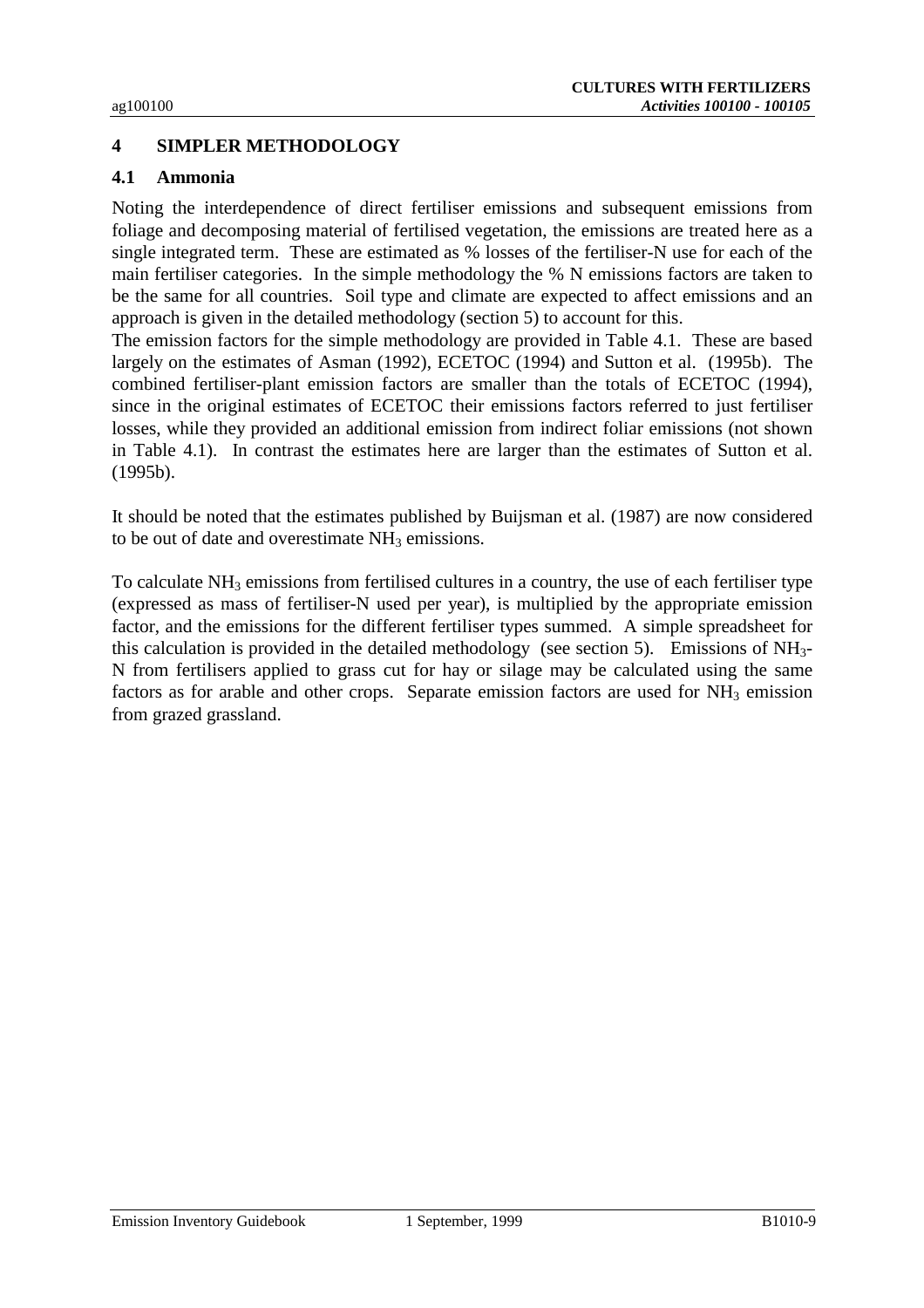## 4 SIMPLER METHODOLOGY

### 4.1 Ammonia

Noting the interdependence of direct fertiliser emissions and subsequent emissions from foliage and decomposing material of fertilised vegetation, the emissions are treated here as a single integrated term. These are estimated as % losses of the fertiliser-N use for each of the main fertiliser categories. In the simple methodology the % N emissions factors are taken to be the same for all countries. Soil type and climate are expected to affect emissions and an approach is given in the detailed methodology (section 5) to account for this.
The emission factors for the simple methodology are provided in Table 4.1. These are based largely on the estimates of Asman (1992), ECETOC (1994) and Sutton et al. (1995b). The combined fertiliser-plant emission factors are smaller than the totals of ECETOC (1994), since in the original estimates of ECETOC their emissions factors referred to just fertiliser losses, while they provided an additional emission from indirect foliar emissions (not shown in Table 4.1). In contrast the estimates here are larger than the estimates of Sutton et al. (1995b).

It should be noted that the estimates published by Buijsman et al. (1987) are now considered to be out of date and overestimate $NH_3$ emissions.

To calculate $NH_3$ emissions from fertilised cultures in a country, the use of each fertiliser type (expressed as mass of fertiliser-N used per year), is multiplied by the appropriate emission factor, and the emissions for the different fertiliser types summed. A simple spreadsheet for this calculation is provided in the detailed methodology (see section 5). Emissions of $NH_3$-N from fertilisers applied to grass cut for hay or silage may be calculated using the same factors as for arable and other crops. Separate emission factors are used for $NH_3$ emission from grazed grassland.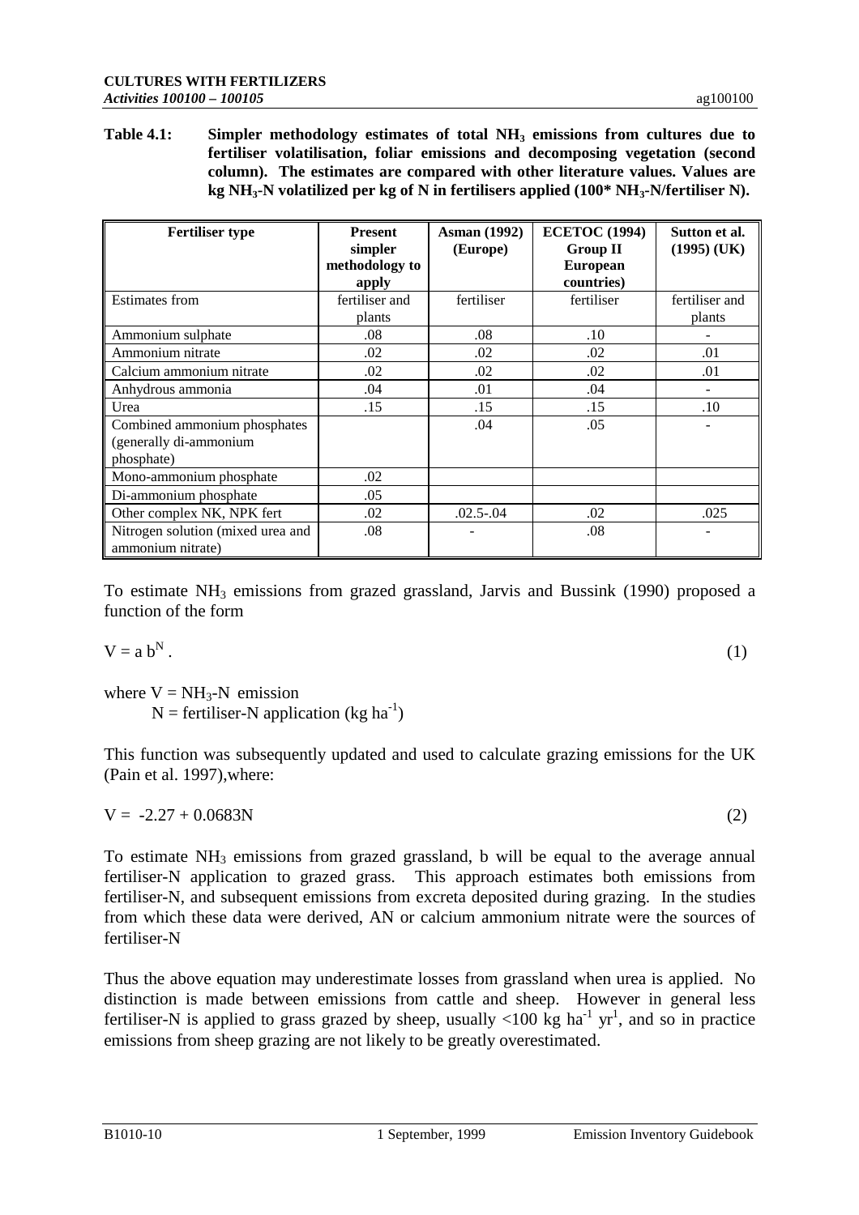**Table 4.1: Simpler methodology estimates of total $NH_3$ emissions from cultures due to fertiliser volatilisation, foliar emissions and decomposing vegetation (second column). The estimates are compared with other literature values. Values are kg $NH_3$-N volatilized per kg of N in fertilisers applied (100* $NH_3$-N/fertiliser N).**

| Fertiliser type | Present simpler methodology to apply | Asman (1992) (Europe) | ECETOC (1994) Group II European countries) | Sutton et al. (1995) (UK) |
|---|---|---|---|---|
| Estimates from | fertiliser and plants | fertiliser | fertiliser | fertiliser and plants |
| Ammonium sulphate | .08 | .08 | .10 | - |
| Ammonium nitrate | .02 | .02 | .02 | .01 |
| Calcium ammonium nitrate | .02 | .02 | .02 | .01 |
| Anhydrous ammonia | .04 | .01 | .04 | - |
| Urea | .15 | .15 | .15 | .10 |
| Combined ammonium phosphates (generally di-ammonium phosphate) | | .04 | .05 | - |
| Mono-ammonium phosphate | .02 | | | |
| Di-ammonium phosphate | .05 | | | |
| Other complex NK, NPK fert | .02 | .02.5-.04 | .02 | .025 |
| Nitrogen solution (mixed urea and ammonium nitrate) | .08 | - | .08 | - |

To estimate $NH_3$ emissions from grazed grassland, Jarvis and Bussink (1990) proposed a function of the form

$$V = a\, b^{N} . \tag{1}$$

where $V = NH_3$-N emission
$N$ = fertiliser-N application (kg $ha^{-1}$)

This function was subsequently updated and used to calculate grazing emissions for the UK (Pain et al. 1997),where:

$$V = -2.27 + 0.0683N \tag{2}$$

To estimate $NH_3$ emissions from grazed grassland, b will be equal to the average annual fertiliser-N application to grazed grass. This approach estimates both emissions from fertiliser-N, and subsequent emissions from excreta deposited during grazing. In the studies from which these data were derived, AN or calcium ammonium nitrate were the sources of fertiliser-N

Thus the above equation may underestimate losses from grassland when urea is applied. No distinction is made between emissions from cattle and sheep. However in general less fertiliser-N is applied to grass grazed by sheep, usually <100 kg $ha^{-1}$ $yr^{1}$, and so in practice emissions from sheep grazing are not likely to be greatly overestimated.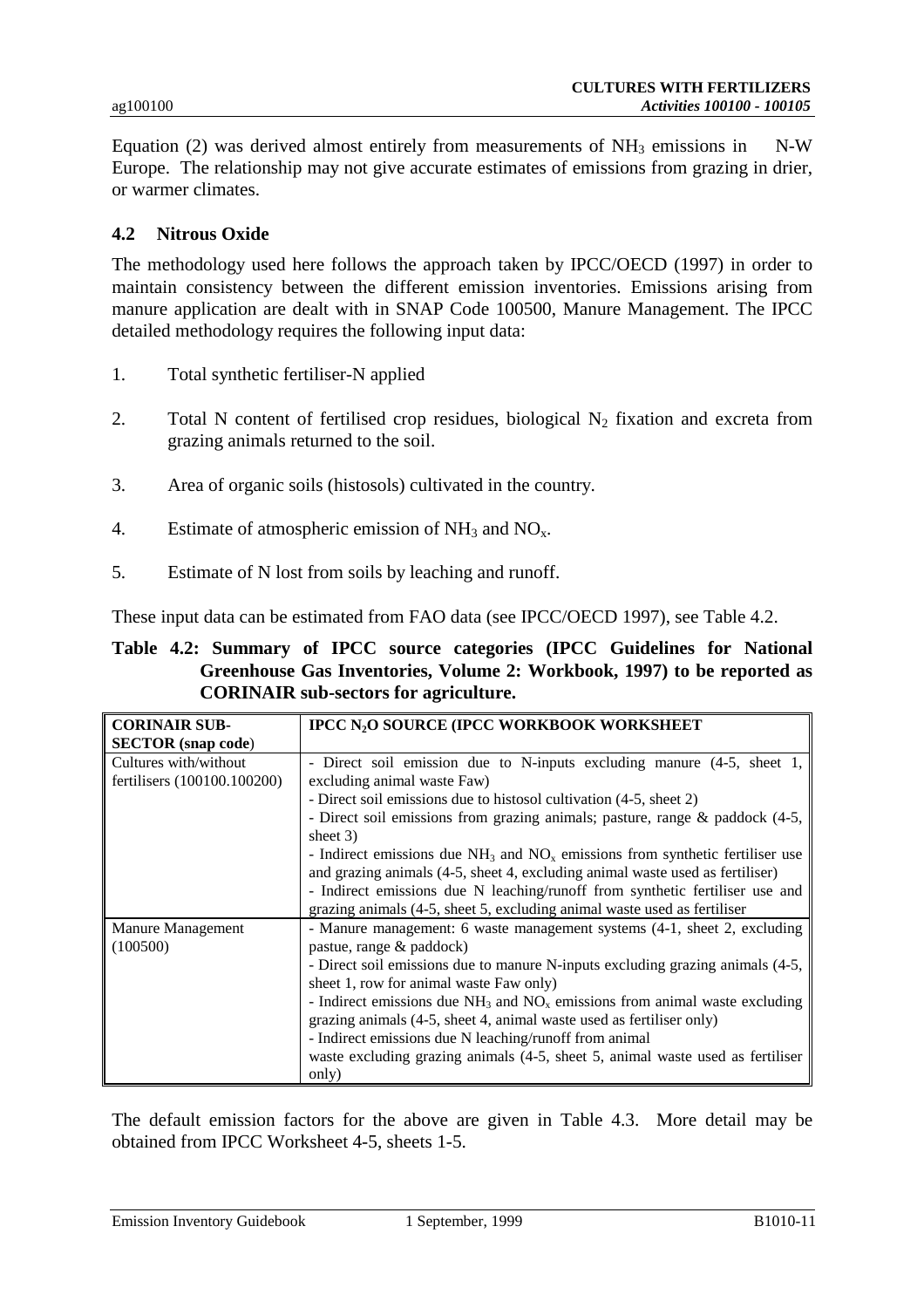Equation (2) was derived almost entirely from measurements of $NH_3$ emissions in N-W Europe. The relationship may not give accurate estimates of emissions from grazing in drier, or warmer climates.

### 4.2 Nitrous Oxide

The methodology used here follows the approach taken by IPCC/OECD (1997) in order to maintain consistency between the different emission inventories. Emissions arising from manure application are dealt with in SNAP Code 100500, Manure Management. The IPCC detailed methodology requires the following input data:

1. Total synthetic fertiliser-N applied
2. Total N content of fertilised crop residues, biological $N_2$ fixation and excreta from grazing animals returned to the soil.
3. Area of organic soils (histosols) cultivated in the country.
4. Estimate of atmospheric emission of $NH_3$ and $NO_x$.
5. Estimate of N lost from soils by leaching and runoff.

These input data can be estimated from FAO data (see IPCC/OECD 1997), see Table 4.2.

**Table 4.2: Summary of IPCC source categories (IPCC Guidelines for National Greenhouse Gas Inventories, Volume 2: Workbook, 1997) to be reported as CORINAIR sub-sectors for agriculture.**

| **CORINAIR SUB-SECTOR (snap code)** | **IPCC $N_2O$ SOURCE (IPCC WORKBOOK WORKSHEET** |
|---|---|
| Cultures with/without fertilisers (100100.100200) | - Direct soil emission due to N-inputs excluding manure (4-5, sheet 1, excluding animal waste Faw)<br>- Direct soil emissions due to histosol cultivation (4-5, sheet 2)<br>- Direct soil emissions from grazing animals; pasture, range & paddock (4-5, sheet 3)<br>- Indirect emissions due $NH_3$ and $NO_x$ emissions from synthetic fertiliser use and grazing animals (4-5, sheet 4, excluding animal waste used as fertiliser)<br>- Indirect emissions due N leaching/runoff from synthetic fertiliser use and grazing animals (4-5, sheet 5, excluding animal waste used as fertiliser |
| Manure Management (100500) | - Manure management: 6 waste management systems (4-1, sheet 2, excluding pastue, range & paddock)<br>- Direct soil emissions due to manure N-inputs excluding grazing animals (4-5, sheet 1, row for animal waste Faw only)<br>- Indirect emissions due $NH_3$ and $NO_x$ emissions from animal waste excluding grazing animals (4-5, sheet 4, animal waste used as fertiliser only)<br>- Indirect emissions due N leaching/runoff from animal waste excluding grazing animals (4-5, sheet 5, animal waste used as fertiliser only) |

The default emission factors for the above are given in Table 4.3. More detail may be obtained from IPCC Worksheet 4-5, sheets 1-5.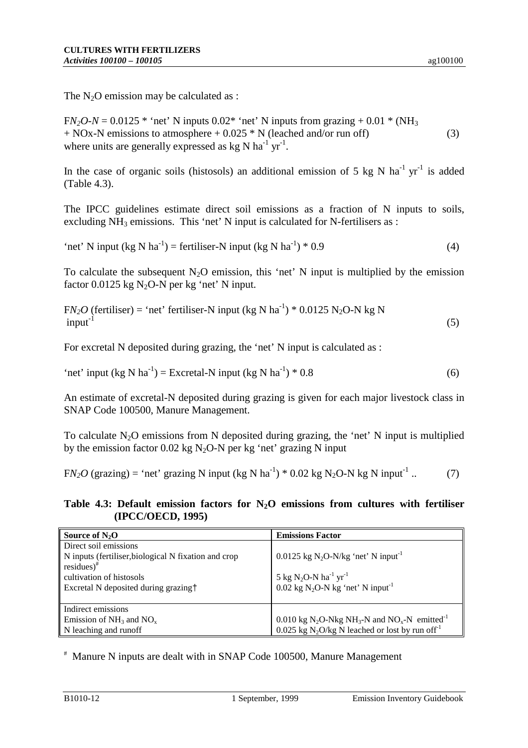The $N_2O$ emission may be calculated as :

$$FN_2O\text{-}N = 0.0125 * \text{'net' N inputs } 0.02 * \text{'net' N inputs from grazing} + 0.01 * (NH_3 + NOx\text{-N emissions to atmosphere} + 0.025 * \text{N (leached and/or run off)} \quad (3)$$

where units are generally expressed as kg N $ha^{-1}$ $yr^{-1}$.

In the case of organic soils (histosols) an additional emission of 5 kg N $ha^{-1}$ $yr^{-1}$ is added (Table 4.3).

The IPCC guidelines estimate direct soil emissions as a fraction of N inputs to soils, excluding $NH_3$ emissions. This 'net' N input is calculated for N-fertilisers as :

$$\text{'net' N input (kg N ha}^{-1}) = \text{fertiliser-N input (kg N ha}^{-1}) * 0.9 \quad (4)$$

To calculate the subsequent $N_2O$ emission, this 'net' N input is multiplied by the emission factor 0.0125 kg $N_2O$-N per kg 'net' N input.

$$FN_2O \text{ (fertiliser)} = \text{'net' fertiliser-N input (kg N ha}^{-1}) * 0.0125 \; N_2O\text{-N kg N input}^{-1} \quad (5)$$

For excretal N deposited during grazing, the 'net' N input is calculated as :

$$\text{'net' input (kg N ha}^{-1}) = \text{Excretal-N input (kg N ha}^{-1}) * 0.8 \quad (6)$$

An estimate of excretal-N deposited during grazing is given for each major livestock class in SNAP Code 100500, Manure Management.

To calculate $N_2O$ emissions from N deposited during grazing, the 'net' N input is multiplied by the emission factor 0.02 kg $N_2O$-N per kg 'net' grazing N input

$$FN_2O \text{ (grazing)} = \text{'net' grazing N input (kg N ha}^{-1}) * 0.02 \text{ kg } N_2O\text{-N kg N input}^{-1} \; .. \quad (7)$$

**Table 4.3: Default emission factors for $N_2O$ emissions from cultures with fertiliser (IPCC/OECD, 1995)**

| Source of $N_2O$ | Emissions Factor |
|---|---|
| Direct soil emissions | |
| N inputs (fertiliser,biological N fixation and crop residues)[#] | 0.0125 kg $N_2O$-N/kg 'net' N $input^{-1}$ |
| cultivation of histosols | 5 kg $N_2O$-N $ha^{-1}$ $yr^{-1}$ |
| Excretal N deposited during grazing† | 0.02 kg $N_2O$-N kg 'net' N $input^{-1}$ |
| Indirect emissions | |
| Emission of $NH_3$ and $NO_x$ | 0.010 kg $N_2O$-Nkg $NH_3$-N and $NO_x$-N $emitted^{-1}$ |
| N leaching and runoff | 0.025 kg $N_2O$/kg N leached or lost by run $off^{-1}$ |

[#] Manure N inputs are dealt with in SNAP Code 100500, Manure Management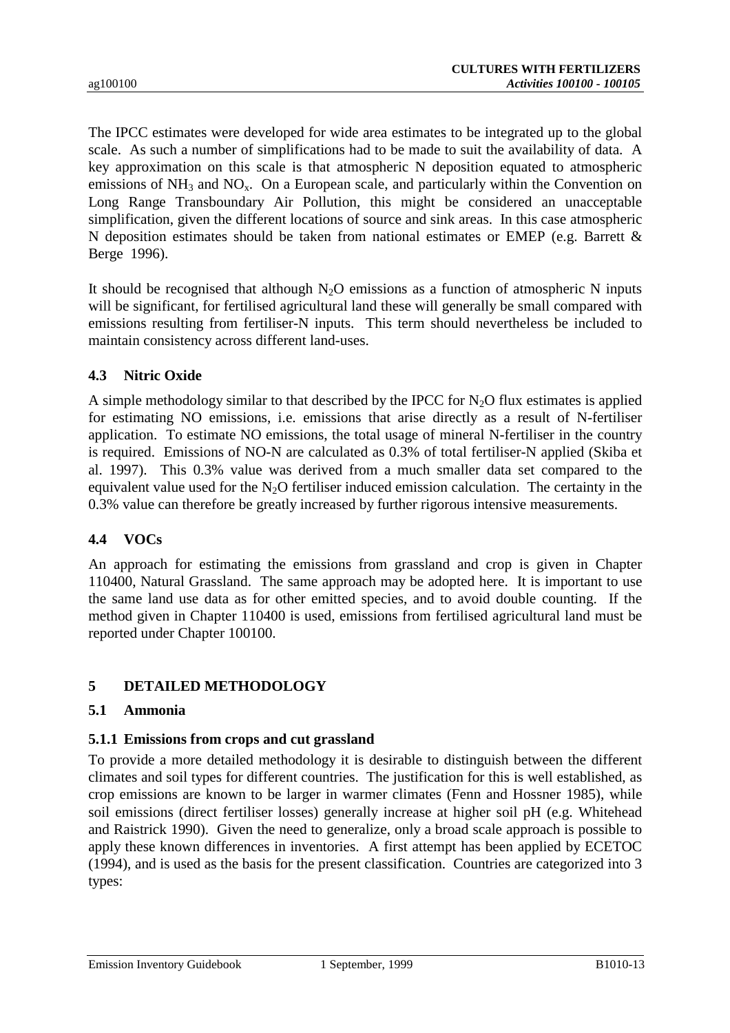The IPCC estimates were developed for wide area estimates to be integrated up to the global scale. As such a number of simplifications had to be made to suit the availability of data. A key approximation on this scale is that atmospheric N deposition equated to atmospheric emissions of $NH_3$ and $NO_x$. On a European scale, and particularly within the Convention on Long Range Transboundary Air Pollution, this might be considered an unacceptable simplification, given the different locations of source and sink areas. In this case atmospheric N deposition estimates should be taken from national estimates or EMEP (e.g. Barrett & Berge 1996).

It should be recognised that although $N_2O$ emissions as a function of atmospheric N inputs will be significant, for fertilised agricultural land these will generally be small compared with emissions resulting from fertiliser-N inputs. This term should nevertheless be included to maintain consistency across different land-uses.

### 4.3 Nitric Oxide

A simple methodology similar to that described by the IPCC for $N_2O$ flux estimates is applied for estimating NO emissions, i.e. emissions that arise directly as a result of N-fertiliser application. To estimate NO emissions, the total usage of mineral N-fertiliser in the country is required. Emissions of NO-N are calculated as 0.3% of total fertiliser-N applied (Skiba et al. 1997). This 0.3% value was derived from a much smaller data set compared to the equivalent value used for the $N_2O$ fertiliser induced emission calculation. The certainty in the 0.3% value can therefore be greatly increased by further rigorous intensive measurements.

### 4.4 VOCs

An approach for estimating the emissions from grassland and crop is given in Chapter 110400, Natural Grassland. The same approach may be adopted here. It is important to use the same land use data as for other emitted species, and to avoid double counting. If the method given in Chapter 110400 is used, emissions from fertilised agricultural land must be reported under Chapter 100100.

## 5 DETAILED METHODOLOGY

### 5.1 Ammonia

#### 5.1.1 Emissions from crops and cut grassland

To provide a more detailed methodology it is desirable to distinguish between the different climates and soil types for different countries. The justification for this is well established, as crop emissions are known to be larger in warmer climates (Fenn and Hossner 1985), while soil emissions (direct fertiliser losses) generally increase at higher soil pH (e.g. Whitehead and Raistrick 1990). Given the need to generalize, only a broad scale approach is possible to apply these known differences in inventories. A first attempt has been applied by ECETOC (1994), and is used as the basis for the present classification. Countries are categorized into 3 types: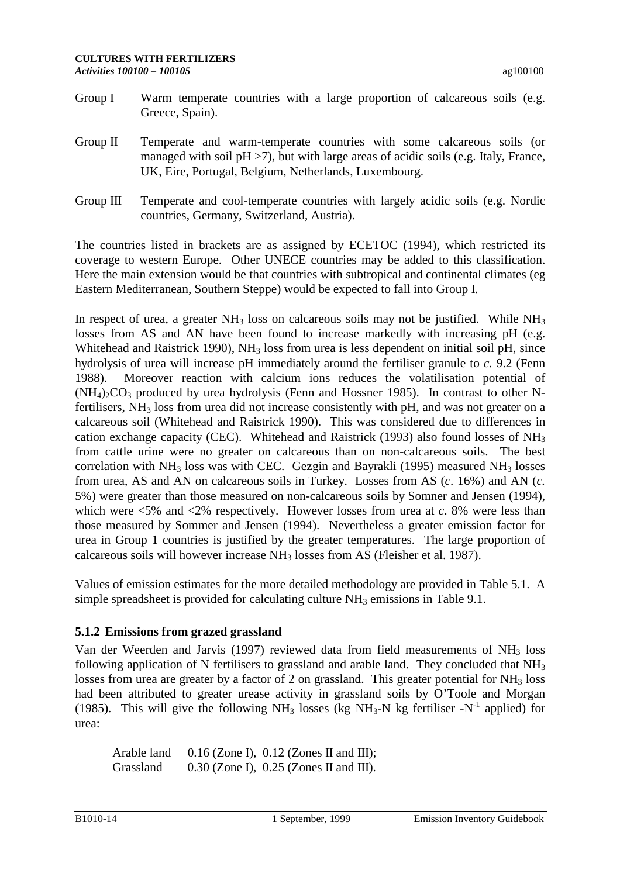Group I Warm temperate countries with a large proportion of calcareous soils (e.g. Greece, Spain).

Group II Temperate and warm-temperate countries with some calcareous soils (or managed with soil pH >7), but with large areas of acidic soils (e.g. Italy, France, UK, Eire, Portugal, Belgium, Netherlands, Luxembourg.

Group III Temperate and cool-temperate countries with largely acidic soils (e.g. Nordic countries, Germany, Switzerland, Austria).

The countries listed in brackets are as assigned by ECETOC (1994), which restricted its coverage to western Europe. Other UNECE countries may be added to this classification. Here the main extension would be that countries with subtropical and continental climates (eg Eastern Mediterranean, Southern Steppe) would be expected to fall into Group I.

In respect of urea, a greater $NH_3$ loss on calcareous soils may not be justified. While $NH_3$ losses from AS and AN have been found to increase markedly with increasing pH (e.g. Whitehead and Raistrick 1990), $NH_3$ loss from urea is less dependent on initial soil pH, since hydrolysis of urea will increase pH immediately around the fertiliser granule to *c.* 9.2 (Fenn 1988). Moreover reaction with calcium ions reduces the volatilisation potential of $(NH_4)_2CO_3$ produced by urea hydrolysis (Fenn and Hossner 1985). In contrast to other N-fertilisers, $NH_3$ loss from urea did not increase consistently with pH, and was not greater on a calcareous soil (Whitehead and Raistrick 1990). This was considered due to differences in cation exchange capacity (CEC). Whitehead and Raistrick (1993) also found losses of $NH_3$ from cattle urine were no greater on calcareous than on non-calcareous soils. The best correlation with $NH_3$ loss was with CEC. Gezgin and Bayrakli (1995) measured $NH_3$ losses from urea, AS and AN on calcareous soils in Turkey. Losses from AS (*c*. 16%) and AN (*c.* 5%) were greater than those measured on non-calcareous soils by Somner and Jensen (1994), which were <5% and <2% respectively. However losses from urea at *c*. 8% were less than those measured by Sommer and Jensen (1994). Nevertheless a greater emission factor for urea in Group 1 countries is justified by the greater temperatures. The large proportion of calcareous soils will however increase $NH_3$ losses from AS (Fleisher et al. 1987).

Values of emission estimates for the more detailed methodology are provided in Table 5.1. A simple spreadsheet is provided for calculating culture $NH_3$ emissions in Table 9.1.

### 5.1.2 Emissions from grazed grassland

Van der Weerden and Jarvis (1997) reviewed data from field measurements of $NH_3$ loss following application of N fertilisers to grassland and arable land. They concluded that $NH_3$ losses from urea are greater by a factor of 2 on grassland. This greater potential for $NH_3$ loss had been attributed to greater urease activity in grassland soils by O'Toole and Morgan (1985). This will give the following $NH_3$ losses (kg $NH_3$-N kg fertiliser -$N^{-1}$ applied) for urea:

Arable land 0.16 (Zone I), 0.12 (Zones II and III);
Grassland 0.30 (Zone I), 0.25 (Zones II and III).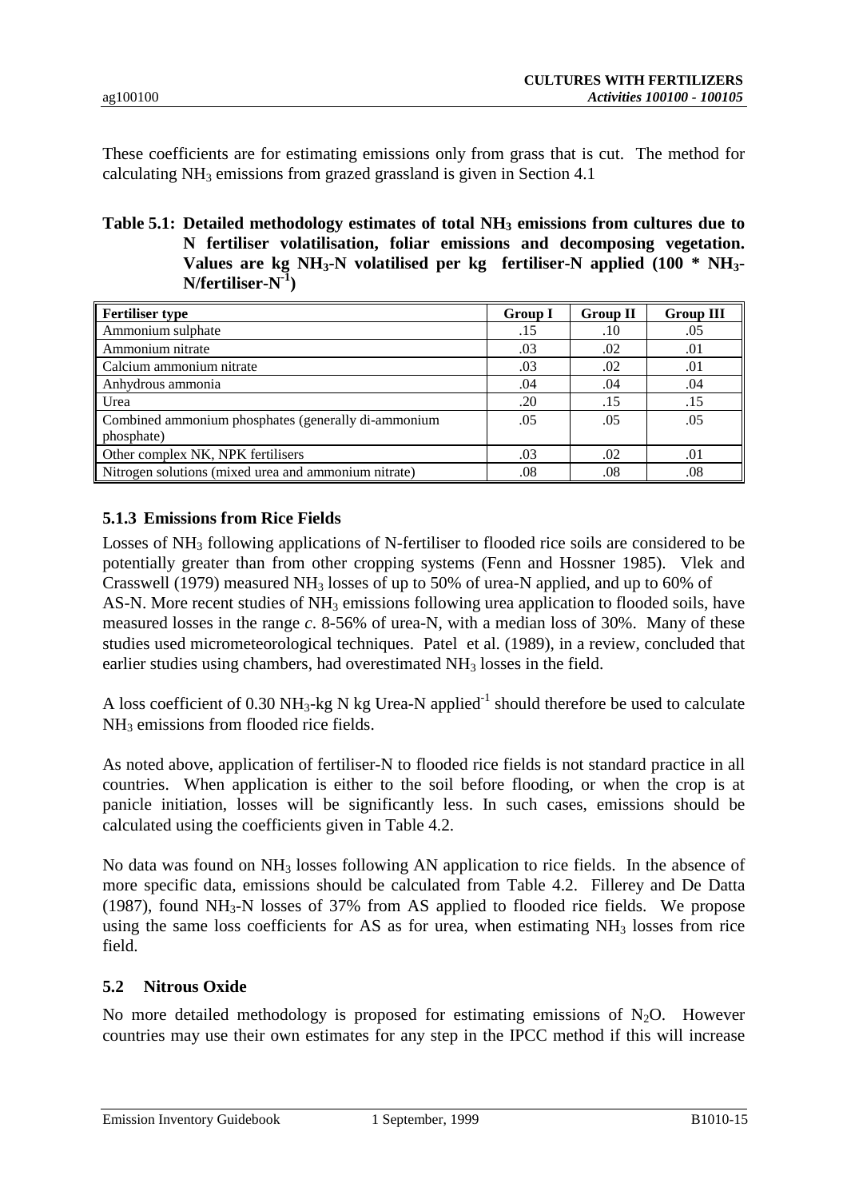These coefficients are for estimating emissions only from grass that is cut. The method for calculating $NH_3$ emissions from grazed grassland is given in Section 4.1

**Table 5.1: Detailed methodology estimates of total $NH_3$ emissions from cultures due to N fertiliser volatilisation, foliar emissions and decomposing vegetation. Values are kg $NH_3$-N volatilised per kg fertiliser-N applied (100 * $NH_3$-N/fertiliser-$N^{-1}$)**

| Fertiliser type | Group I | Group II | Group III |
|---|---|---|---|
| Ammonium sulphate | .15 | .10 | .05 |
| Ammonium nitrate | .03 | .02 | .01 |
| Calcium ammonium nitrate | .03 | .02 | .01 |
| Anhydrous ammonia | .04 | .04 | .04 |
| Urea | .20 | .15 | .15 |
| Combined ammonium phosphates (generally di-ammonium phosphate) | .05 | .05 | .05 |
| Other complex NK, NPK fertilisers | .03 | .02 | .01 |
| Nitrogen solutions (mixed urea and ammonium nitrate) | .08 | .08 | .08 |

### 5.1.3 Emissions from Rice Fields

Losses of $NH_3$ following applications of N-fertiliser to flooded rice soils are considered to be potentially greater than from other cropping systems (Fenn and Hossner 1985). Vlek and Crasswell (1979) measured $NH_3$ losses of up to 50% of urea-N applied, and up to 60% of AS-N. More recent studies of $NH_3$ emissions following urea application to flooded soils, have measured losses in the range *c*. 8-56% of urea-N, with a median loss of 30%. Many of these studies used micrometeorological techniques. Patel et al. (1989), in a review, concluded that earlier studies using chambers, had overestimated $NH_3$ losses in the field.

A loss coefficient of 0.30 $NH_3$-kg N kg Urea-N applied$^{-1}$ should therefore be used to calculate $NH_3$ emissions from flooded rice fields.

As noted above, application of fertiliser-N to flooded rice fields is not standard practice in all countries. When application is either to the soil before flooding, or when the crop is at panicle initiation, losses will be significantly less. In such cases, emissions should be calculated using the coefficients given in Table 4.2.

No data was found on $NH_3$ losses following AN application to rice fields. In the absence of more specific data, emissions should be calculated from Table 4.2. Fillerey and De Datta (1987), found $NH_3$-N losses of 37% from AS applied to flooded rice fields. We propose using the same loss coefficients for AS as for urea, when estimating $NH_3$ losses from rice field.

## 5.2 Nitrous Oxide

No more detailed methodology is proposed for estimating emissions of $N_2O$. However countries may use their own estimates for any step in the IPCC method if this will increase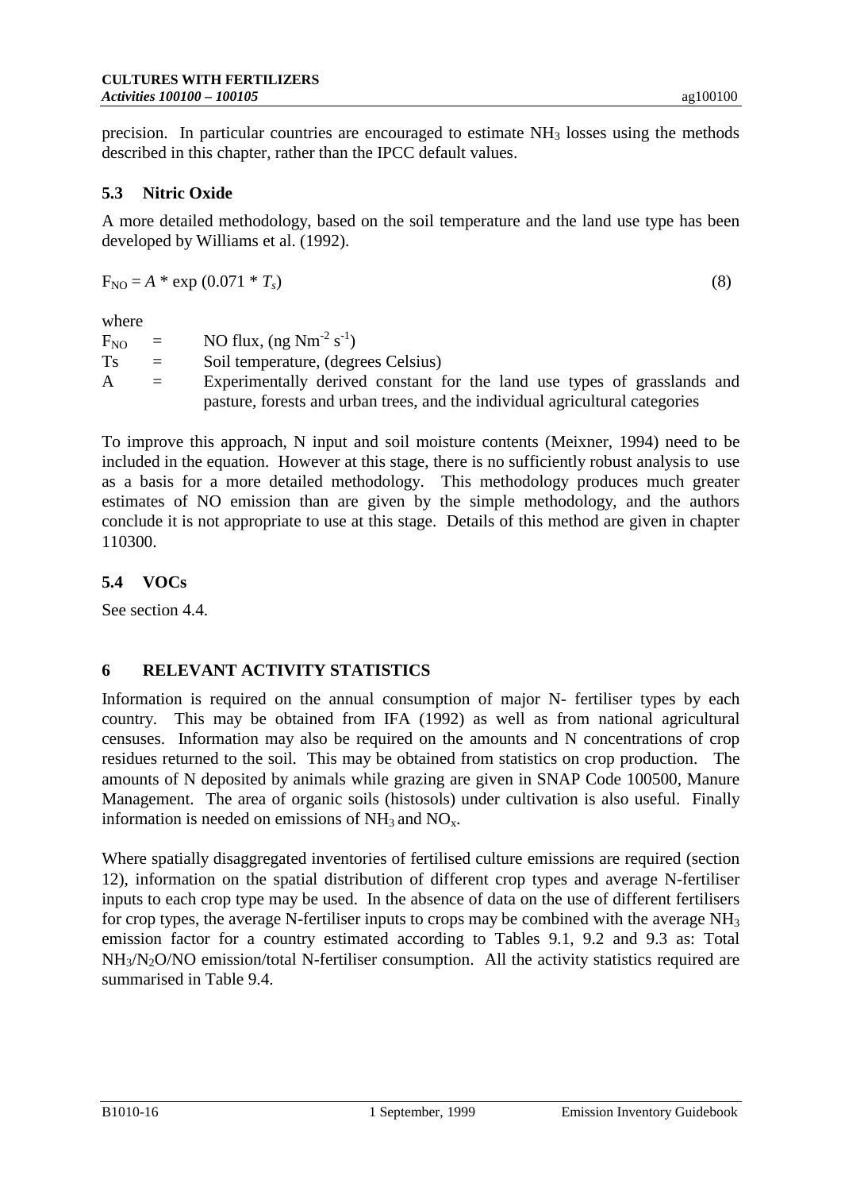precision. In particular countries are encouraged to estimate $NH_3$ losses using the methods described in this chapter, rather than the IPCC default values.

### 5.3 Nitric Oxide

A more detailed methodology, based on the soil temperature and the land use type has been developed by Williams et al. (1992).

$$F_{NO} = A * \exp(0.071 * T_s) \quad (8)$$

where

$F_{NO}$ = NO flux, (ng $Nm^{-2} s^{-1}$)

Ts = Soil temperature, (degrees Celsius)

A = Experimentally derived constant for the land use types of grasslands and pasture, forests and urban trees, and the individual agricultural categories

To improve this approach, N input and soil moisture contents (Meixner, 1994) need to be included in the equation. However at this stage, there is no sufficiently robust analysis to use as a basis for a more detailed methodology. This methodology produces much greater estimates of NO emission than are given by the simple methodology, and the authors conclude it is not appropriate to use at this stage. Details of this method are given in chapter 110300.

### 5.4 VOCs

See section 4.4.

## 6 RELEVANT ACTIVITY STATISTICS

Information is required on the annual consumption of major N- fertiliser types by each country. This may be obtained from IFA (1992) as well as from national agricultural censuses. Information may also be required on the amounts and N concentrations of crop residues returned to the soil. This may be obtained from statistics on crop production. The amounts of N deposited by animals while grazing are given in SNAP Code 100500, Manure Management. The area of organic soils (histosols) under cultivation is also useful. Finally information is needed on emissions of $NH_3$ and $NO_x$.

Where spatially disaggregated inventories of fertilised culture emissions are required (section 12), information on the spatial distribution of different crop types and average N-fertiliser inputs to each crop type may be used. In the absence of data on the use of different fertilisers for crop types, the average N-fertiliser inputs to crops may be combined with the average $NH_3$ emission factor for a country estimated according to Tables 9.1, 9.2 and 9.3 as: Total $NH_3$/$N_2O$/NO emission/total N-fertiliser consumption. All the activity statistics required are summarised in Table 9.4.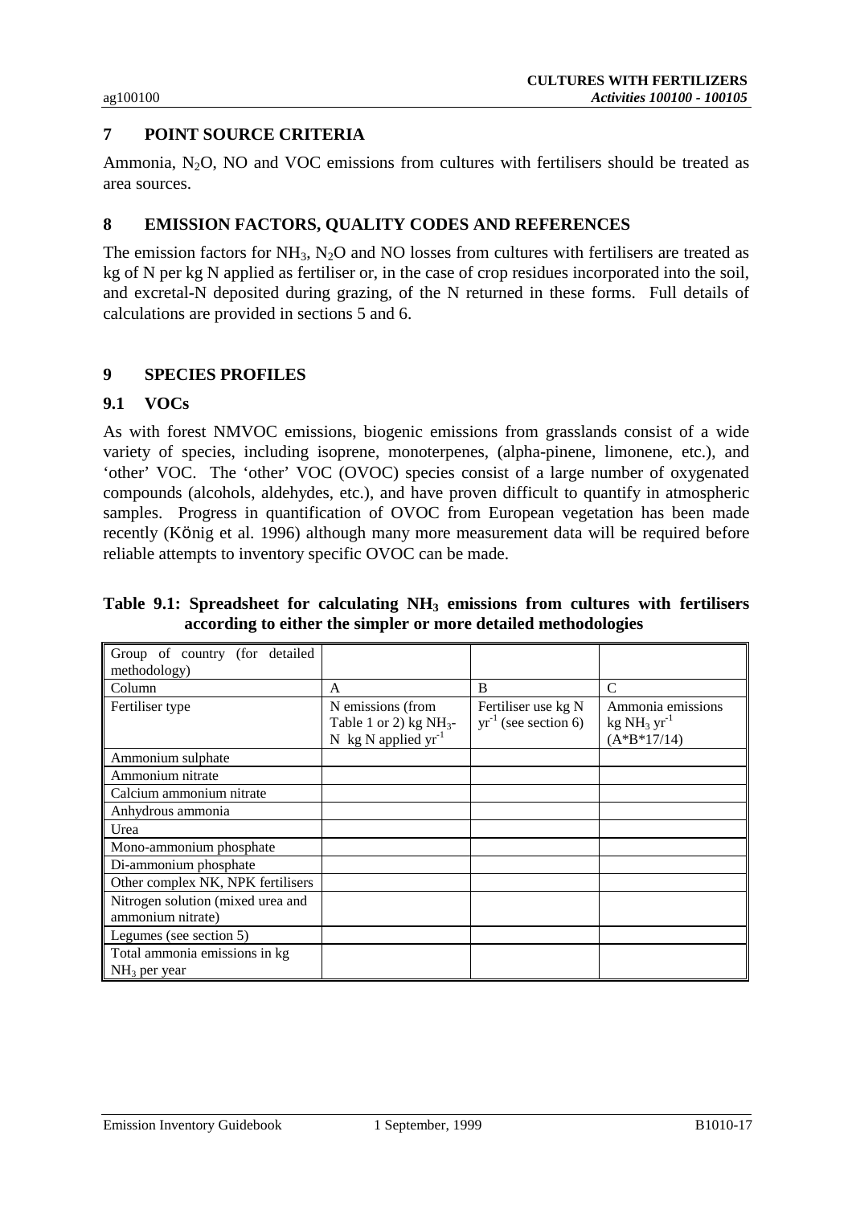## 7 POINT SOURCE CRITERIA

Ammonia, $N_2O$, NO and VOC emissions from cultures with fertilisers should be treated as area sources.

## 8 EMISSION FACTORS, QUALITY CODES AND REFERENCES

The emission factors for $NH_3$, $N_2O$ and NO losses from cultures with fertilisers are treated as kg of N per kg N applied as fertiliser or, in the case of crop residues incorporated into the soil, and excretal-N deposited during grazing, of the N returned in these forms. Full details of calculations are provided in sections 5 and 6.

## 9 SPECIES PROFILES

### 9.1 VOCs

As with forest NMVOC emissions, biogenic emissions from grasslands consist of a wide variety of species, including isoprene, monoterpenes, (alpha-pinene, limonene, etc.), and 'other' VOC. The 'other' VOC (OVOC) species consist of a large number of oxygenated compounds (alcohols, aldehydes, etc.), and have proven difficult to quantify in atmospheric samples. Progress in quantification of OVOC from European vegetation has been made recently (König et al. 1996) although many more measurement data will be required before reliable attempts to inventory specific OVOC can be made.

**Table 9.1: Spreadsheet for calculating $NH_3$ emissions from cultures with fertilisers according to either the simpler or more detailed methodologies**

| Group of country (for detailed methodology) | | | |
|---|---|---|---|
| Column | A | B | C |
| Fertiliser type | N emissions (from Table 1 or 2) kg $NH_3$-N kg N applied $yr^{-1}$ | Fertiliser use kg N $yr^{-1}$ (see section 6) | Ammonia emissions kg $NH_3$ $yr^{-1}$ (A*B*17/14) |
| Ammonium sulphate | | | |
| Ammonium nitrate | | | |
| Calcium ammonium nitrate | | | |
| Anhydrous ammonia | | | |
| Urea | | | |
| Mono-ammonium phosphate | | | |
| Di-ammonium phosphate | | | |
| Other complex NK, NPK fertilisers | | | |
| Nitrogen solution (mixed urea and ammonium nitrate) | | | |
| Legumes (see section 5) | | | |
| Total ammonia emissions in kg $NH_3$ per year | | | |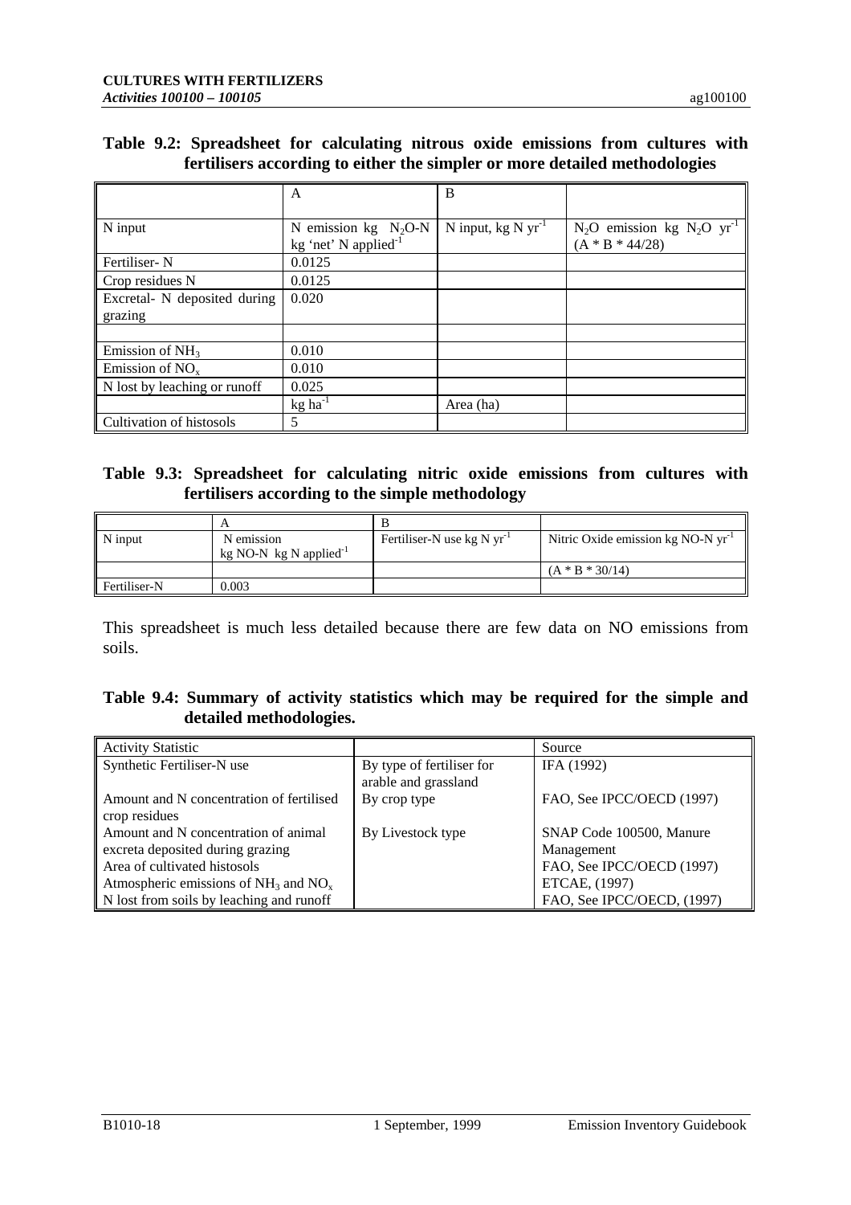**Table 9.2: Spreadsheet for calculating nitrous oxide emissions from cultures with fertilisers according to either the simpler or more detailed methodologies**

| | A | B | |
|---|---|---|---|
| N input | N emission kg $N_2O$-N kg 'net' N applied$^{-1}$ | N input, kg N $yr^{-1}$ | $N_2O$ emission kg $N_2O$ $yr^{-1}$ (A * B * 44/28) |
| Fertiliser- N | 0.0125 | | |
| Crop residues N | 0.0125 | | |
| Excretal- N deposited during grazing | 0.020 | | |
| | | | |
| Emission of $NH_3$ | 0.010 | | |
| Emission of $NO_x$ | 0.010 | | |
| N lost by leaching or runoff | 0.025 | | |
| | kg $ha^{-1}$ | Area (ha) | |
| Cultivation of histosols | 5 | | |

**Table 9.3: Spreadsheet for calculating nitric oxide emissions from cultures with fertilisers according to the simple methodology**

| | A | B | |
|---|---|---|---|
| N input | N emission kg NO-N kg N applied$^{-1}$ | Fertiliser-N use kg N $yr^{-1}$ | Nitric Oxide emission kg NO-N $yr^{-1}$ |
| | | | (A * B * 30/14) |
| Fertiliser-N | 0.003 | | |

This spreadsheet is much less detailed because there are few data on NO emissions from soils.

**Table 9.4: Summary of activity statistics which may be required for the simple and detailed methodologies.**

| Activity Statistic | | Source |
|---|---|---|
| Synthetic Fertiliser-N use | By type of fertiliser for arable and grassland | IFA (1992) |
| Amount and N concentration of fertilised crop residues | By crop type | FAO, See IPCC/OECD (1997) |
| Amount and N concentration of animal excreta deposited during grazing | By Livestock type | SNAP Code 100500, Manure Management |
| Area of cultivated histosols | | FAO, See IPCC/OECD (1997) |
| Atmospheric emissions of $NH_3$ and $NO_x$ | | ETCAE, (1997) |
| N lost from soils by leaching and runoff | | FAO, See IPCC/OECD, (1997) |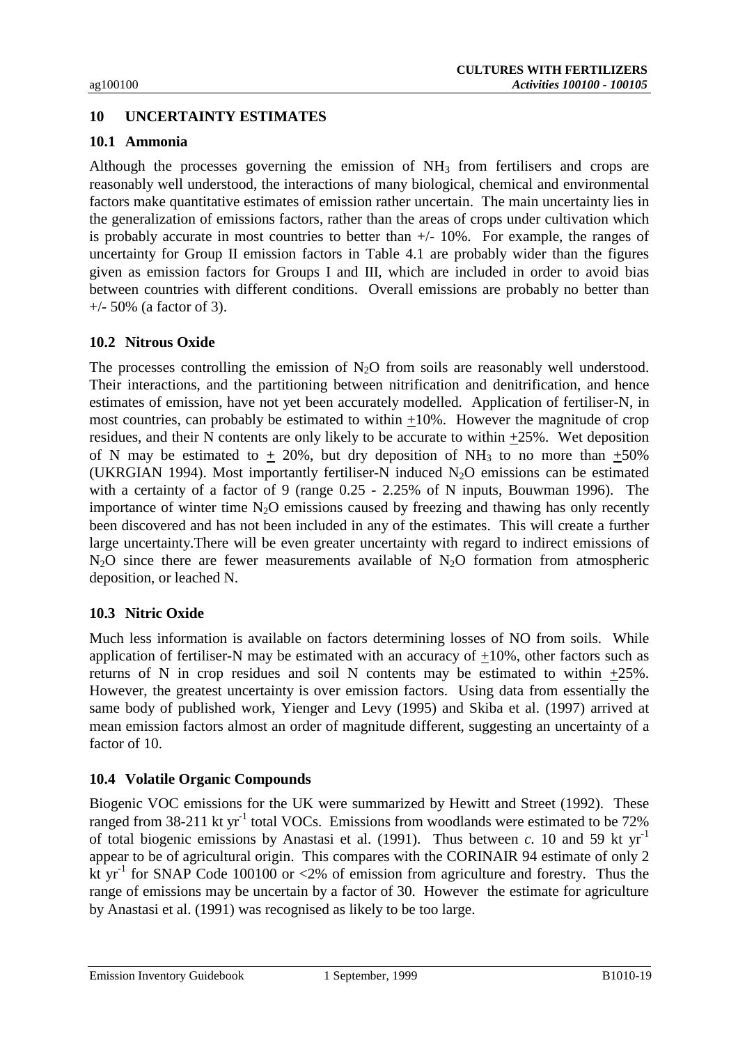## 10 UNCERTAINTY ESTIMATES

### 10.1 Ammonia

Although the processes governing the emission of $NH_3$ from fertilisers and crops are reasonably well understood, the interactions of many biological, chemical and environmental factors make quantitative estimates of emission rather uncertain. The main uncertainty lies in the generalization of emissions factors, rather than the areas of crops under cultivation which is probably accurate in most countries to better than +/- 10%. For example, the ranges of uncertainty for Group II emission factors in Table 4.1 are probably wider than the figures given as emission factors for Groups I and III, which are included in order to avoid bias between countries with different conditions. Overall emissions are probably no better than +/- 50% (a factor of 3).

### 10.2 Nitrous Oxide

The processes controlling the emission of $N_2O$ from soils are reasonably well understood. Their interactions, and the partitioning between nitrification and denitrification, and hence estimates of emission, have not yet been accurately modelled. Application of fertiliser-N, in most countries, can probably be estimated to within $\pm$10%. However the magnitude of crop residues, and their N contents are only likely to be accurate to within $\pm$25%. Wet deposition of N may be estimated to $\pm$ 20%, but dry deposition of $NH_3$ to no more than $\pm$50% (UKRGIAN 1994). Most importantly fertiliser-N induced $N_2O$ emissions can be estimated with a certainty of a factor of 9 (range 0.25 - 2.25% of N inputs, Bouwman 1996). The importance of winter time $N_2O$ emissions caused by freezing and thawing has only recently been discovered and has not been included in any of the estimates. This will create a further large uncertainty.There will be even greater uncertainty with regard to indirect emissions of $N_2O$ since there are fewer measurements available of $N_2O$ formation from atmospheric deposition, or leached N.

### 10.3 Nitric Oxide

Much less information is available on factors determining losses of NO from soils. While application of fertiliser-N may be estimated with an accuracy of $\pm$10%, other factors such as returns of N in crop residues and soil N contents may be estimated to within $\pm$25%. However, the greatest uncertainty is over emission factors. Using data from essentially the same body of published work, Yienger and Levy (1995) and Skiba et al. (1997) arrived at mean emission factors almost an order of magnitude different, suggesting an uncertainty of a factor of 10.

### 10.4 Volatile Organic Compounds

Biogenic VOC emissions for the UK were summarized by Hewitt and Street (1992). These ranged from 38-211 kt $yr^{-1}$ total VOCs. Emissions from woodlands were estimated to be 72% of total biogenic emissions by Anastasi et al. (1991). Thus between *c.* 10 and 59 kt $yr^{-1}$ appear to be of agricultural origin. This compares with the CORINAIR 94 estimate of only 2 kt $yr^{-1}$ for SNAP Code 100100 or <2% of emission from agriculture and forestry. Thus the range of emissions may be uncertain by a factor of 30. However the estimate for agriculture by Anastasi et al. (1991) was recognised as likely to be too large.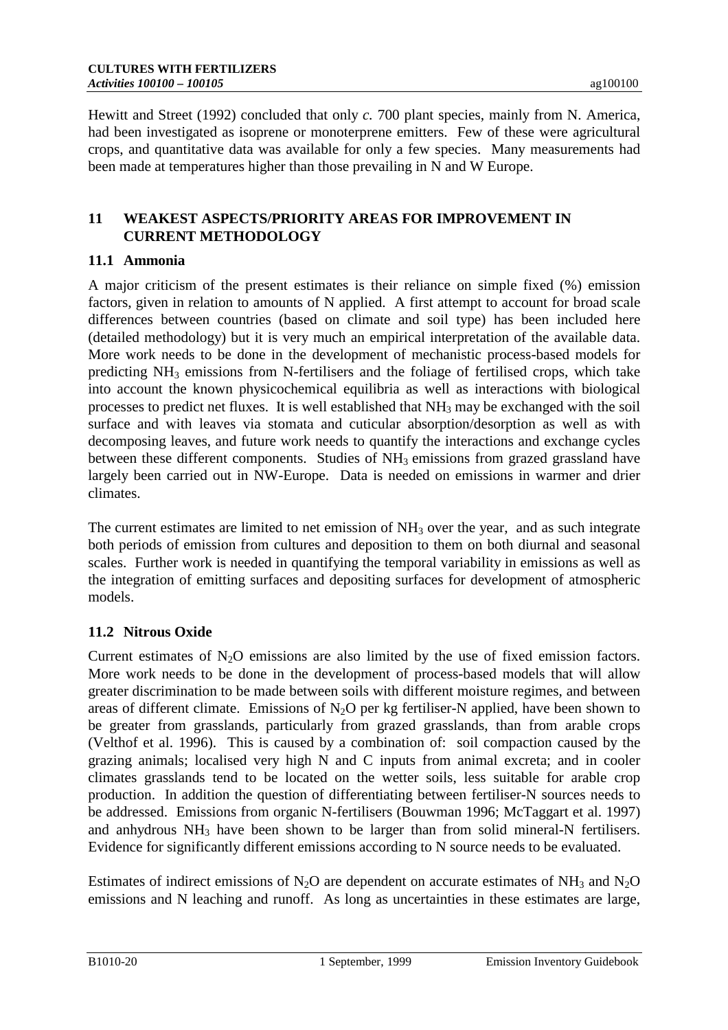Hewitt and Street (1992) concluded that only *c.* 700 plant species, mainly from N. America, had been investigated as isoprene or monoterpene emitters. Few of these were agricultural crops, and quantitative data was available for only a few species. Many measurements had been made at temperatures higher than those prevailing in N and W Europe.

## 11 WEAKEST ASPECTS/PRIORITY AREAS FOR IMPROVEMENT IN CURRENT METHODOLOGY

### 11.1 Ammonia

A major criticism of the present estimates is their reliance on simple fixed (%) emission factors, given in relation to amounts of N applied. A first attempt to account for broad scale differences between countries (based on climate and soil type) has been included here (detailed methodology) but it is very much an empirical interpretation of the available data. More work needs to be done in the development of mechanistic process-based models for predicting $NH_3$ emissions from N-fertilisers and the foliage of fertilised crops, which take into account the known physicochemical equilibria as well as interactions with biological processes to predict net fluxes. It is well established that $NH_3$ may be exchanged with the soil surface and with leaves via stomata and cuticular absorption/desorption as well as with decomposing leaves, and future work needs to quantify the interactions and exchange cycles between these different components. Studies of $NH_3$ emissions from grazed grassland have largely been carried out in NW-Europe. Data is needed on emissions in warmer and drier climates.

The current estimates are limited to net emission of $NH_3$ over the year, and as such integrate both periods of emission from cultures and deposition to them on both diurnal and seasonal scales. Further work is needed in quantifying the temporal variability in emissions as well as the integration of emitting surfaces and depositing surfaces for development of atmospheric models.

### 11.2 Nitrous Oxide

Current estimates of $N_2O$ emissions are also limited by the use of fixed emission factors. More work needs to be done in the development of process-based models that will allow greater discrimination to be made between soils with different moisture regimes, and between areas of different climate. Emissions of $N_2O$ per kg fertiliser-N applied, have been shown to be greater from grasslands, particularly from grazed grasslands, than from arable crops (Velthof et al. 1996). This is caused by a combination of: soil compaction caused by the grazing animals; localised very high N and C inputs from animal excreta; and in cooler climates grasslands tend to be located on the wetter soils, less suitable for arable crop production. In addition the question of differentiating between fertiliser-N sources needs to be addressed. Emissions from organic N-fertilisers (Bouwman 1996; McTaggart et al. 1997) and anhydrous $NH_3$ have been shown to be larger than from solid mineral-N fertilisers. Evidence for significantly different emissions according to N source needs to be evaluated.

Estimates of indirect emissions of $N_2O$ are dependent on accurate estimates of $NH_3$ and $N_2O$ emissions and N leaching and runoff. As long as uncertainties in these estimates are large,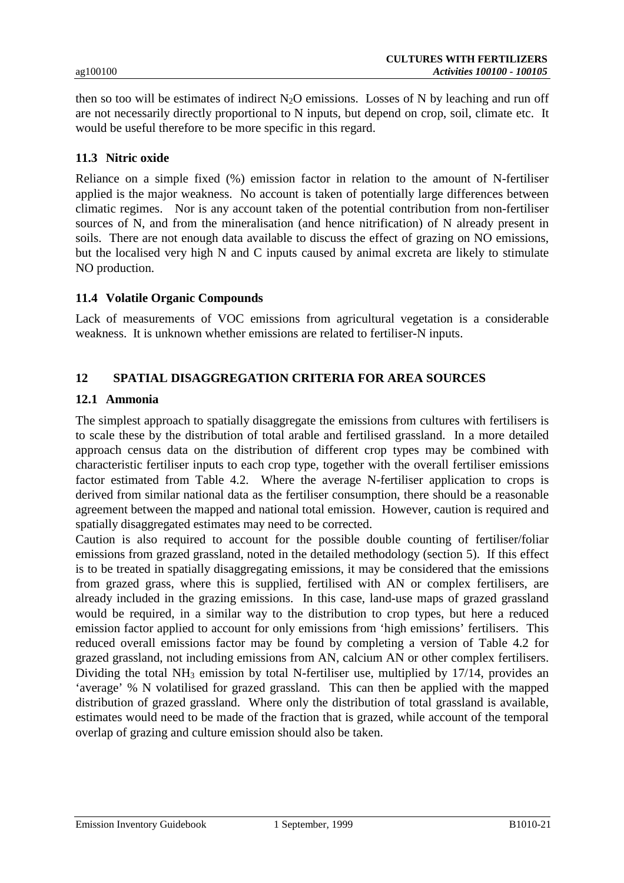then so too will be estimates of indirect $N_2O$ emissions. Losses of N by leaching and run off are not necessarily directly proportional to N inputs, but depend on crop, soil, climate etc. It would be useful therefore to be more specific in this regard.

### 11.3 Nitric oxide

Reliance on a simple fixed (%) emission factor in relation to the amount of N-fertiliser applied is the major weakness. No account is taken of potentially large differences between climatic regimes. Nor is any account taken of the potential contribution from non-fertiliser sources of N, and from the mineralisation (and hence nitrification) of N already present in soils. There are not enough data available to discuss the effect of grazing on NO emissions, but the localised very high N and C inputs caused by animal excreta are likely to stimulate NO production.

### 11.4 Volatile Organic Compounds

Lack of measurements of VOC emissions from agricultural vegetation is a considerable weakness. It is unknown whether emissions are related to fertiliser-N inputs.

## 12 SPATIAL DISAGGREGATION CRITERIA FOR AREA SOURCES

### 12.1 Ammonia

The simplest approach to spatially disaggregate the emissions from cultures with fertilisers is to scale these by the distribution of total arable and fertilised grassland. In a more detailed approach census data on the distribution of different crop types may be combined with characteristic fertiliser inputs to each crop type, together with the overall fertiliser emissions factor estimated from Table 4.2. Where the average N-fertiliser application to crops is derived from similar national data as the fertiliser consumption, there should be a reasonable agreement between the mapped and national total emission. However, caution is required and spatially disaggregated estimates may need to be corrected.

Caution is also required to account for the possible double counting of fertiliser/foliar emissions from grazed grassland, noted in the detailed methodology (section 5). If this effect is to be treated in spatially disaggregating emissions, it may be considered that the emissions from grazed grass, where this is supplied, fertilised with AN or complex fertilisers, are already included in the grazing emissions. In this case, land-use maps of grazed grassland would be required, in a similar way to the distribution to crop types, but here a reduced emission factor applied to account for only emissions from 'high emissions' fertilisers. This reduced overall emissions factor may be found by completing a version of Table 4.2 for grazed grassland, not including emissions from AN, calcium AN or other complex fertilisers. Dividing the total $NH_3$ emission by total N-fertiliser use, multiplied by 17/14, provides an 'average' % N volatilised for grazed grassland. This can then be applied with the mapped distribution of grazed grassland. Where only the distribution of total grassland is available, estimates would need to be made of the fraction that is grazed, while account of the temporal overlap of grazing and culture emission should also be taken.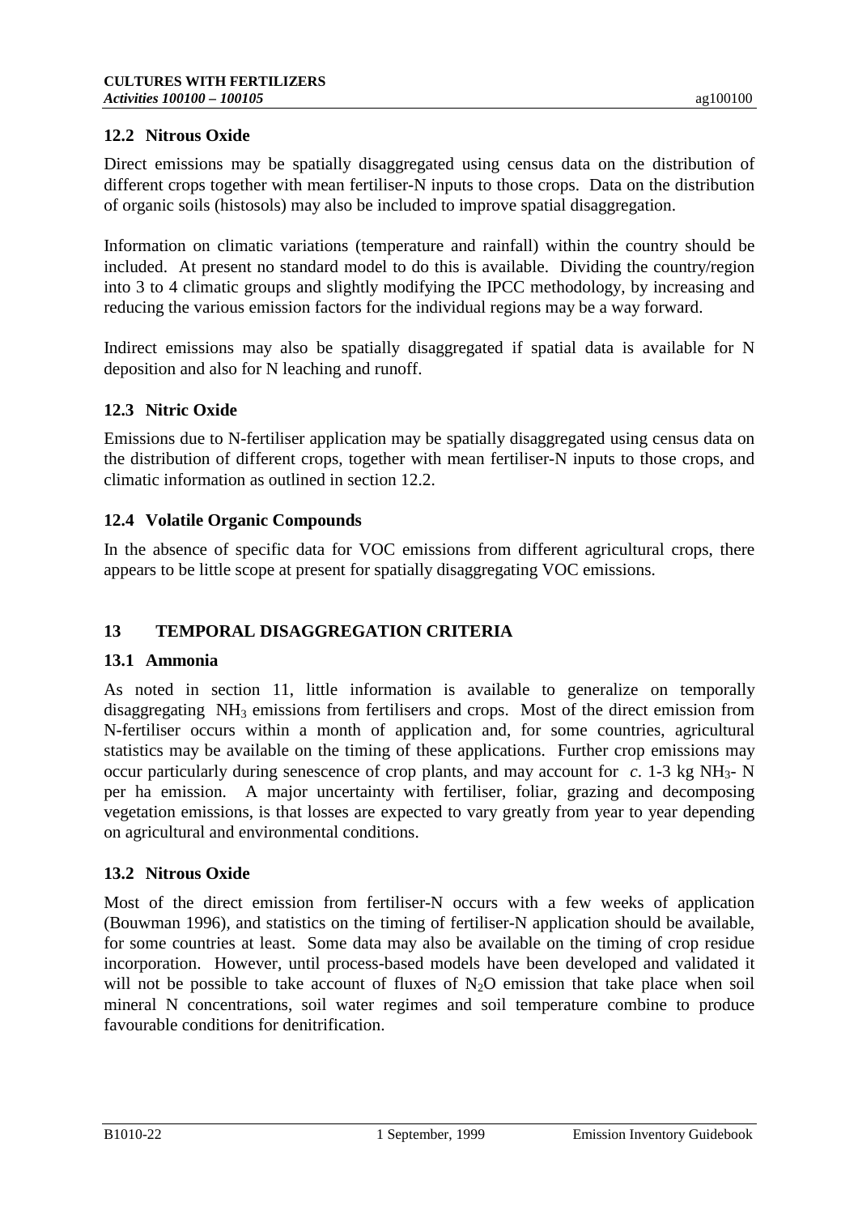## 12.2 Nitrous Oxide

Direct emissions may be spatially disaggregated using census data on the distribution of different crops together with mean fertiliser-N inputs to those crops. Data on the distribution of organic soils (histosols) may also be included to improve spatial disaggregation.

Information on climatic variations (temperature and rainfall) within the country should be included. At present no standard model to do this is available. Dividing the country/region into 3 to 4 climatic groups and slightly modifying the IPCC methodology, by increasing and reducing the various emission factors for the individual regions may be a way forward.

Indirect emissions may also be spatially disaggregated if spatial data is available for N deposition and also for N leaching and runoff.

## 12.3 Nitric Oxide

Emissions due to N-fertiliser application may be spatially disaggregated using census data on the distribution of different crops, together with mean fertiliser-N inputs to those crops, and climatic information as outlined in section 12.2.

## 12.4 Volatile Organic Compounds

In the absence of specific data for VOC emissions from different agricultural crops, there appears to be little scope at present for spatially disaggregating VOC emissions.

# 13 TEMPORAL DISAGGREGATION CRITERIA

## 13.1 Ammonia

As noted in section 11, little information is available to generalize on temporally disaggregating $NH_3$ emissions from fertilisers and crops. Most of the direct emission from N-fertiliser occurs within a month of application and, for some countries, agricultural statistics may be available on the timing of these applications. Further crop emissions may occur particularly during senescence of crop plants, and may account for *c*. 1-3 kg $NH_3$- N per ha emission. A major uncertainty with fertiliser, foliar, grazing and decomposing vegetation emissions, is that losses are expected to vary greatly from year to year depending on agricultural and environmental conditions.

## 13.2 Nitrous Oxide

Most of the direct emission from fertiliser-N occurs with a few weeks of application (Bouwman 1996), and statistics on the timing of fertiliser-N application should be available, for some countries at least. Some data may also be available on the timing of crop residue incorporation. However, until process-based models have been developed and validated it will not be possible to take account of fluxes of $N_2O$ emission that take place when soil mineral N concentrations, soil water regimes and soil temperature combine to produce favourable conditions for denitrification.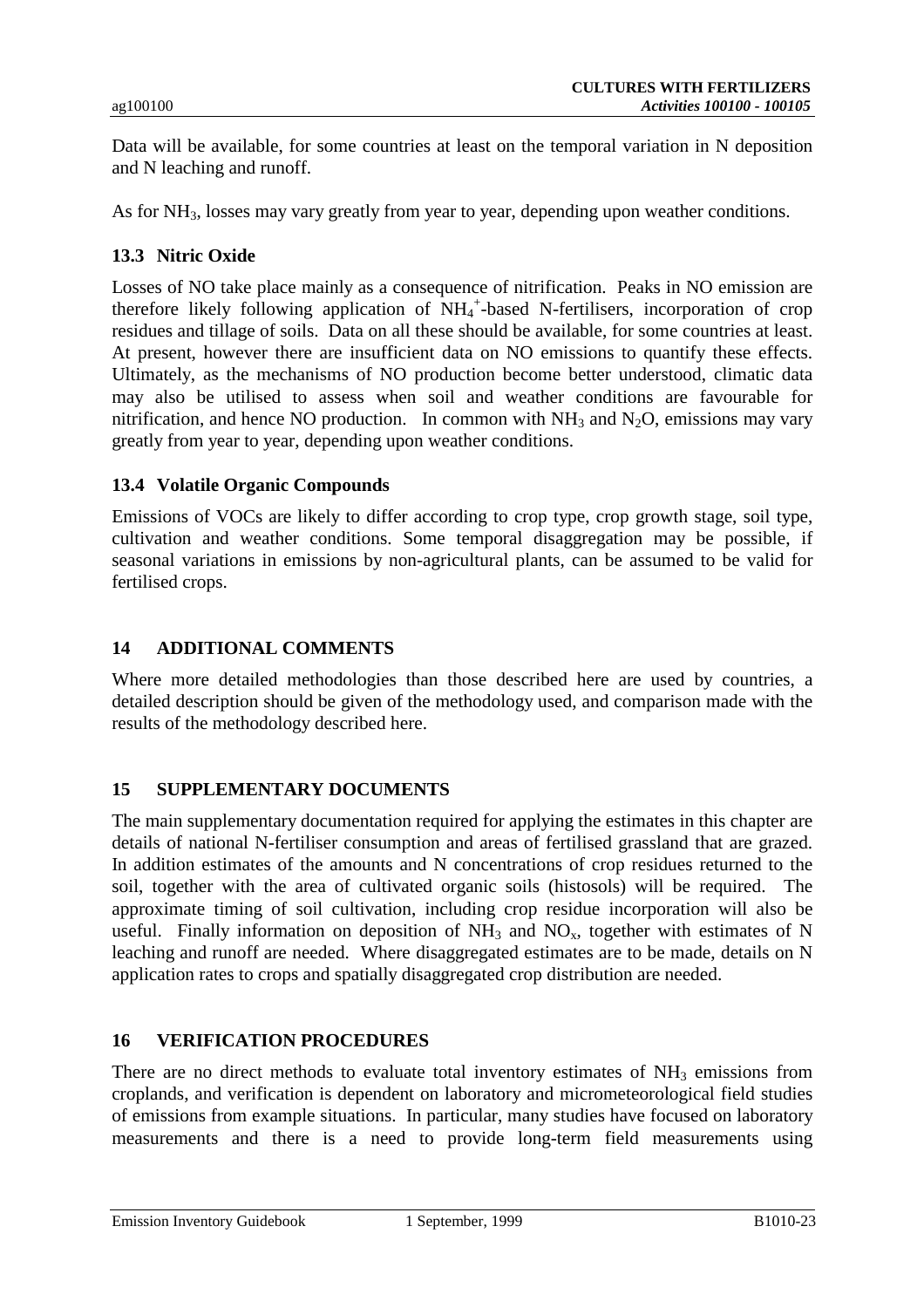Data will be available, for some countries at least on the temporal variation in N deposition and N leaching and runoff.

As for $NH_3$, losses may vary greatly from year to year, depending upon weather conditions.

### 13.3 Nitric Oxide

Losses of NO take place mainly as a consequence of nitrification. Peaks in NO emission are therefore likely following application of $NH_4^+$-based N-fertilisers, incorporation of crop residues and tillage of soils. Data on all these should be available, for some countries at least. At present, however there are insufficient data on NO emissions to quantify these effects. Ultimately, as the mechanisms of NO production become better understood, climatic data may also be utilised to assess when soil and weather conditions are favourable for nitrification, and hence NO production. In common with $NH_3$ and $N_2O$, emissions may vary greatly from year to year, depending upon weather conditions.

### 13.4 Volatile Organic Compounds

Emissions of VOCs are likely to differ according to crop type, crop growth stage, soil type, cultivation and weather conditions. Some temporal disaggregation may be possible, if seasonal variations in emissions by non-agricultural plants, can be assumed to be valid for fertilised crops.

## 14 ADDITIONAL COMMENTS

Where more detailed methodologies than those described here are used by countries, a detailed description should be given of the methodology used, and comparison made with the results of the methodology described here.

## 15 SUPPLEMENTARY DOCUMENTS

The main supplementary documentation required for applying the estimates in this chapter are details of national N-fertiliser consumption and areas of fertilised grassland that are grazed. In addition estimates of the amounts and N concentrations of crop residues returned to the soil, together with the area of cultivated organic soils (histosols) will be required. The approximate timing of soil cultivation, including crop residue incorporation will also be useful. Finally information on deposition of $NH_3$ and $NO_x$, together with estimates of N leaching and runoff are needed. Where disaggregated estimates are to be made, details on N application rates to crops and spatially disaggregated crop distribution are needed.

## 16 VERIFICATION PROCEDURES

There are no direct methods to evaluate total inventory estimates of $NH_3$ emissions from croplands, and verification is dependent on laboratory and micrometeorological field studies of emissions from example situations. In particular, many studies have focused on laboratory measurements and there is a need to provide long-term field measurements using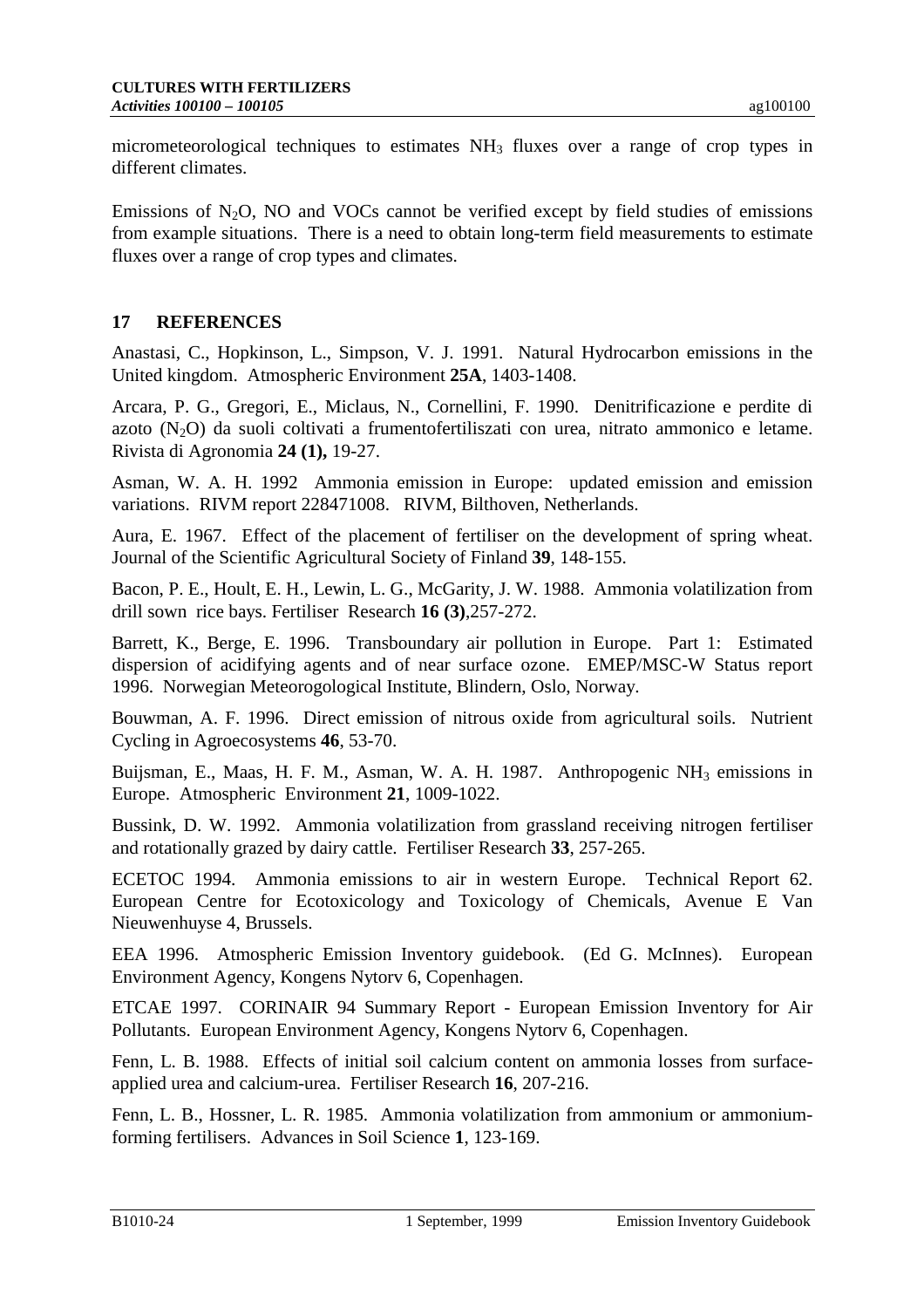micrometeorological techniques to estimates $NH_3$ fluxes over a range of crop types in different climates.

Emissions of $N_2O$, NO and VOCs cannot be verified except by field studies of emissions from example situations. There is a need to obtain long-term field measurements to estimate fluxes over a range of crop types and climates.

## 17 REFERENCES

Anastasi, C., Hopkinson, L., Simpson, V. J. 1991. Natural Hydrocarbon emissions in the United kingdom. Atmospheric Environment **25A**, 1403-1408.

Arcara, P. G., Gregori, E., Miclaus, N., Cornellini, F. 1990. Denitrificazione e perdite di azoto ($N_2O$) da suoli coltivati a frumentofertiliszati con urea, nitrato ammonico e letame. Rivista di Agronomia **24 (1),** 19-27.

Asman, W. A. H. 1992 Ammonia emission in Europe: updated emission and emission variations. RIVM report 228471008. RIVM, Bilthoven, Netherlands.

Aura, E. 1967. Effect of the placement of fertiliser on the development of spring wheat. Journal of the Scientific Agricultural Society of Finland **39**, 148-155.

Bacon, P. E., Hoult, E. H., Lewin, L. G., McGarity, J. W. 1988. Ammonia volatilization from drill sown rice bays. Fertiliser Research **16 (3)**,257-272.

Barrett, K., Berge, E. 1996. Transboundary air pollution in Europe. Part 1: Estimated dispersion of acidifying agents and of near surface ozone. EMEP/MSC-W Status report 1996. Norwegian Meteorogological Institute, Blindern, Oslo, Norway.

Bouwman, A. F. 1996. Direct emission of nitrous oxide from agricultural soils. Nutrient Cycling in Agroecosystems **46**, 53-70.

Buijsman, E., Maas, H. F. M., Asman, W. A. H. 1987. Anthropogenic $NH_3$ emissions in Europe. Atmospheric Environment **21**, 1009-1022.

Bussink, D. W. 1992. Ammonia volatilization from grassland receiving nitrogen fertiliser and rotationally grazed by dairy cattle. Fertiliser Research **33**, 257-265.

ECETOC 1994. Ammonia emissions to air in western Europe. Technical Report 62. European Centre for Ecotoxicology and Toxicology of Chemicals, Avenue E Van Nieuwenhuyse 4, Brussels.

EEA 1996. Atmospheric Emission Inventory guidebook. (Ed G. McInnes). European Environment Agency, Kongens Nytorv 6, Copenhagen.

ETCAE 1997. CORINAIR 94 Summary Report - European Emission Inventory for Air Pollutants. European Environment Agency, Kongens Nytorv 6, Copenhagen.

Fenn, L. B. 1988. Effects of initial soil calcium content on ammonia losses from surface-applied urea and calcium-urea. Fertiliser Research **16**, 207-216.

Fenn, L. B., Hossner, L. R. 1985. Ammonia volatilization from ammonium or ammonium-forming fertilisers. Advances in Soil Science **1**, 123-169.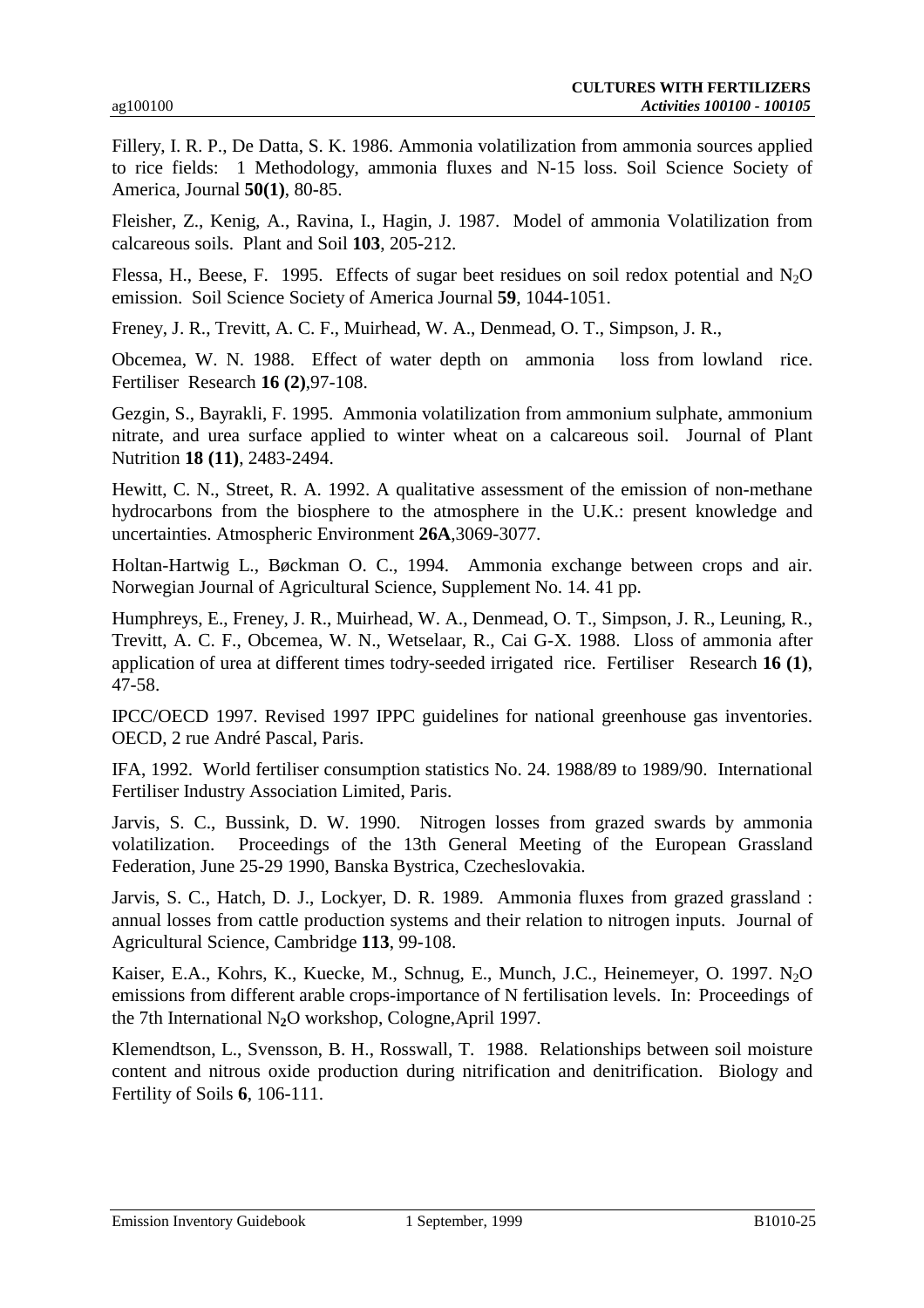Fillery, I. R. P., De Datta, S. K. 1986. Ammonia volatilization from ammonia sources applied to rice fields: 1 Methodology, ammonia fluxes and N-15 loss. Soil Science Society of America, Journal **50(1)**, 80-85.

Fleisher, Z., Kenig, A., Ravina, I., Hagin, J. 1987. Model of ammonia Volatilization from calcareous soils. Plant and Soil **103**, 205-212.

Flessa, H., Beese, F. 1995. Effects of sugar beet residues on soil redox potential and $N_2O$ emission. Soil Science Society of America Journal **59**, 1044-1051.

Freney, J. R., Trevitt, A. C. F., Muirhead, W. A., Denmead, O. T., Simpson, J. R.,

Obcemea, W. N. 1988. Effect of water depth on ammonia loss from lowland rice. Fertiliser Research **16 (2)**,97-108.

Gezgin, S., Bayrakli, F. 1995. Ammonia volatilization from ammonium sulphate, ammonium nitrate, and urea surface applied to winter wheat on a calcareous soil. Journal of Plant Nutrition **18 (11)**, 2483-2494.

Hewitt, C. N., Street, R. A. 1992. A qualitative assessment of the emission of non-methane hydrocarbons from the biosphere to the atmosphere in the U.K.: present knowledge and uncertainties. Atmospheric Environment **26A**,3069-3077.

Holtan-Hartwig L., Bøckman O. C., 1994. Ammonia exchange between crops and air. Norwegian Journal of Agricultural Science, Supplement No. 14. 41 pp.

Humphreys, E., Freney, J. R., Muirhead, W. A., Denmead, O. T., Simpson, J. R., Leuning, R., Trevitt, A. C. F., Obcemea, W. N., Wetselaar, R., Cai G-X. 1988. Lloss of ammonia after application of urea at different times todry-seeded irrigated rice. Fertiliser Research **16 (1)**, 47-58.

IPCC/OECD 1997. Revised 1997 IPPC guidelines for national greenhouse gas inventories. OECD, 2 rue André Pascal, Paris.

IFA, 1992. World fertiliser consumption statistics No. 24. 1988/89 to 1989/90. International Fertiliser Industry Association Limited, Paris.

Jarvis, S. C., Bussink, D. W. 1990. Nitrogen losses from grazed swards by ammonia volatilization. Proceedings of the 13th General Meeting of the European Grassland Federation, June 25-29 1990, Banska Bystrica, Czecheslovakia.

Jarvis, S. C., Hatch, D. J., Lockyer, D. R. 1989. Ammonia fluxes from grazed grassland : annual losses from cattle production systems and their relation to nitrogen inputs. Journal of Agricultural Science, Cambridge **113**, 99-108.

Kaiser, E.A., Kohrs, K., Kuecke, M., Schnug, E., Munch, J.C., Heinemeyer, O. 1997. $N_2O$ emissions from different arable crops-importance of N fertilisation levels. In: Proceedings of the 7th International $N_2O$ workshop, Cologne,April 1997.

Klemendtson, L., Svensson, B. H., Rosswall, T. 1988. Relationships between soil moisture content and nitrous oxide production during nitrification and denitrification. Biology and Fertility of Soils **6**, 106-111.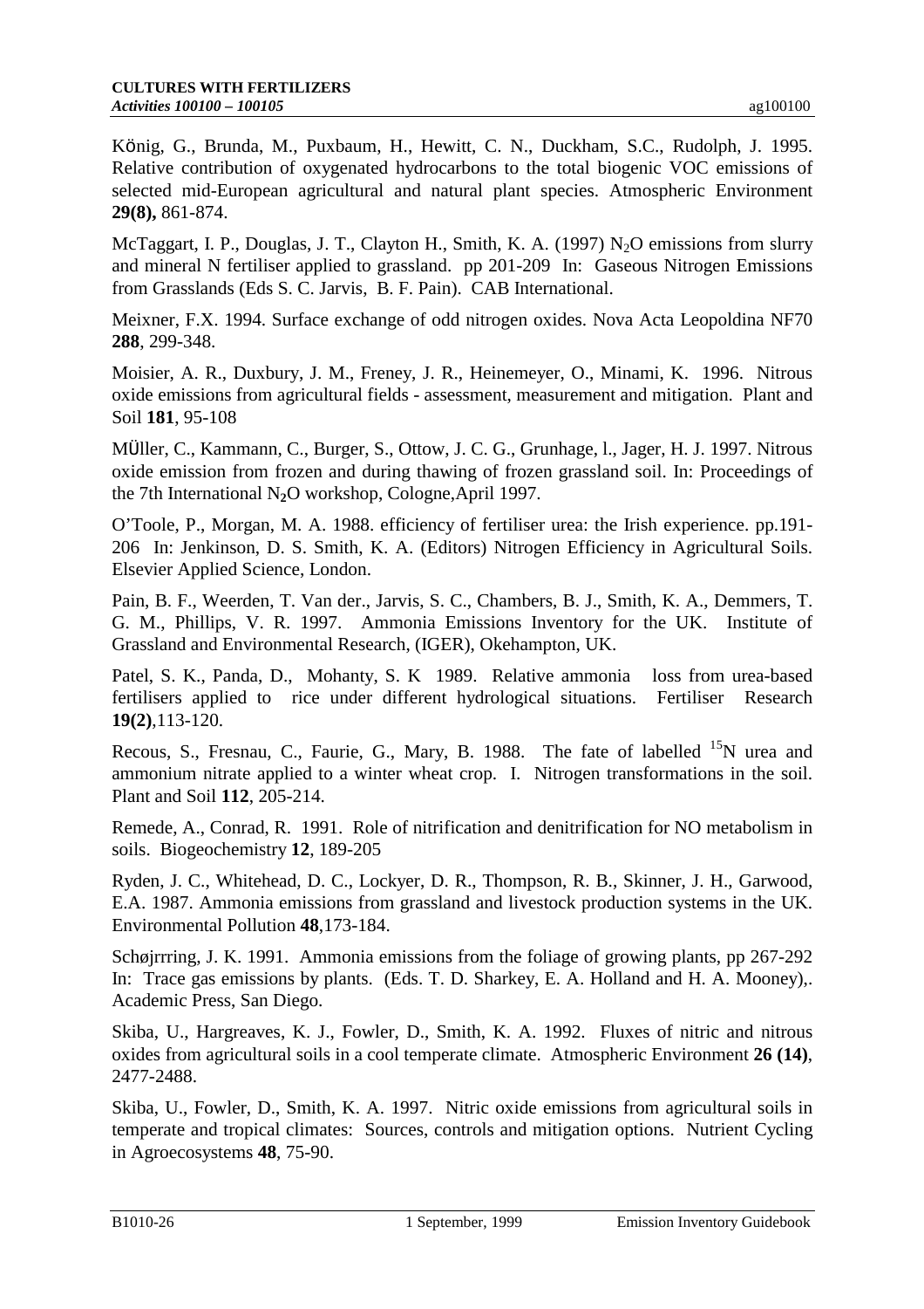König, G., Brunda, M., Puxbaum, H., Hewitt, C. N., Duckham, S.C., Rudolph, J. 1995. Relative contribution of oxygenated hydrocarbons to the total biogenic VOC emissions of selected mid-European agricultural and natural plant species. Atmospheric Environment **29(8),** 861-874.

McTaggart, I. P., Douglas, J. T., Clayton H., Smith, K. A. (1997) $N_2O$ emissions from slurry and mineral N fertiliser applied to grassland. pp 201-209 In: Gaseous Nitrogen Emissions from Grasslands (Eds S. C. Jarvis, B. F. Pain). CAB International.

Meixner, F.X. 1994. Surface exchange of odd nitrogen oxides. Nova Acta Leopoldina NF70 **288**, 299-348.

Moisier, A. R., Duxbury, J. M., Freney, J. R., Heinemeyer, O., Minami, K. 1996. Nitrous oxide emissions from agricultural fields - assessment, measurement and mitigation. Plant and Soil **181**, 95-108

MÜller, C., Kammann, C., Burger, S., Ottow, J. C. G., Grunhage, l., Jager, H. J. 1997. Nitrous oxide emission from frozen and during thawing of frozen grassland soil. In: Proceedings of the 7th International $N_2O$ workshop, Cologne,April 1997.

O'Toole, P., Morgan, M. A. 1988. efficiency of fertiliser urea: the Irish experience. pp.191-206 In: Jenkinson, D. S. Smith, K. A. (Editors) Nitrogen Efficiency in Agricultural Soils. Elsevier Applied Science, London.

Pain, B. F., Weerden, T. Van der., Jarvis, S. C., Chambers, B. J., Smith, K. A., Demmers, T. G. M., Phillips, V. R. 1997. Ammonia Emissions Inventory for the UK. Institute of Grassland and Environmental Research, (IGER), Okehampton, UK.

Patel, S. K., Panda, D., Mohanty, S. K 1989. Relative ammonia loss from urea-based fertilisers applied to rice under different hydrological situations. Fertiliser Research **19(2)**,113-120.

Recous, S., Fresnau, C., Faurie, G., Mary, B. 1988. The fate of labelled $^{15}N$ urea and ammonium nitrate applied to a winter wheat crop. I. Nitrogen transformations in the soil. Plant and Soil **112**, 205-214.

Remede, A., Conrad, R. 1991. Role of nitrification and denitrification for NO metabolism in soils. Biogeochemistry **12**, 189-205

Ryden, J. C., Whitehead, D. C., Lockyer, D. R., Thompson, R. B., Skinner, J. H., Garwood, E.A. 1987. Ammonia emissions from grassland and livestock production systems in the UK. Environmental Pollution **48**,173-184.

Schøjrrring, J. K. 1991. Ammonia emissions from the foliage of growing plants, pp 267-292 In: Trace gas emissions by plants. (Eds. T. D. Sharkey, E. A. Holland and H. A. Mooney),. Academic Press, San Diego.

Skiba, U., Hargreaves, K. J., Fowler, D., Smith, K. A. 1992. Fluxes of nitric and nitrous oxides from agricultural soils in a cool temperate climate. Atmospheric Environment **26 (14)**, 2477-2488.

Skiba, U., Fowler, D., Smith, K. A. 1997. Nitric oxide emissions from agricultural soils in temperate and tropical climates: Sources, controls and mitigation options. Nutrient Cycling in Agroecosystems **48**, 75-90.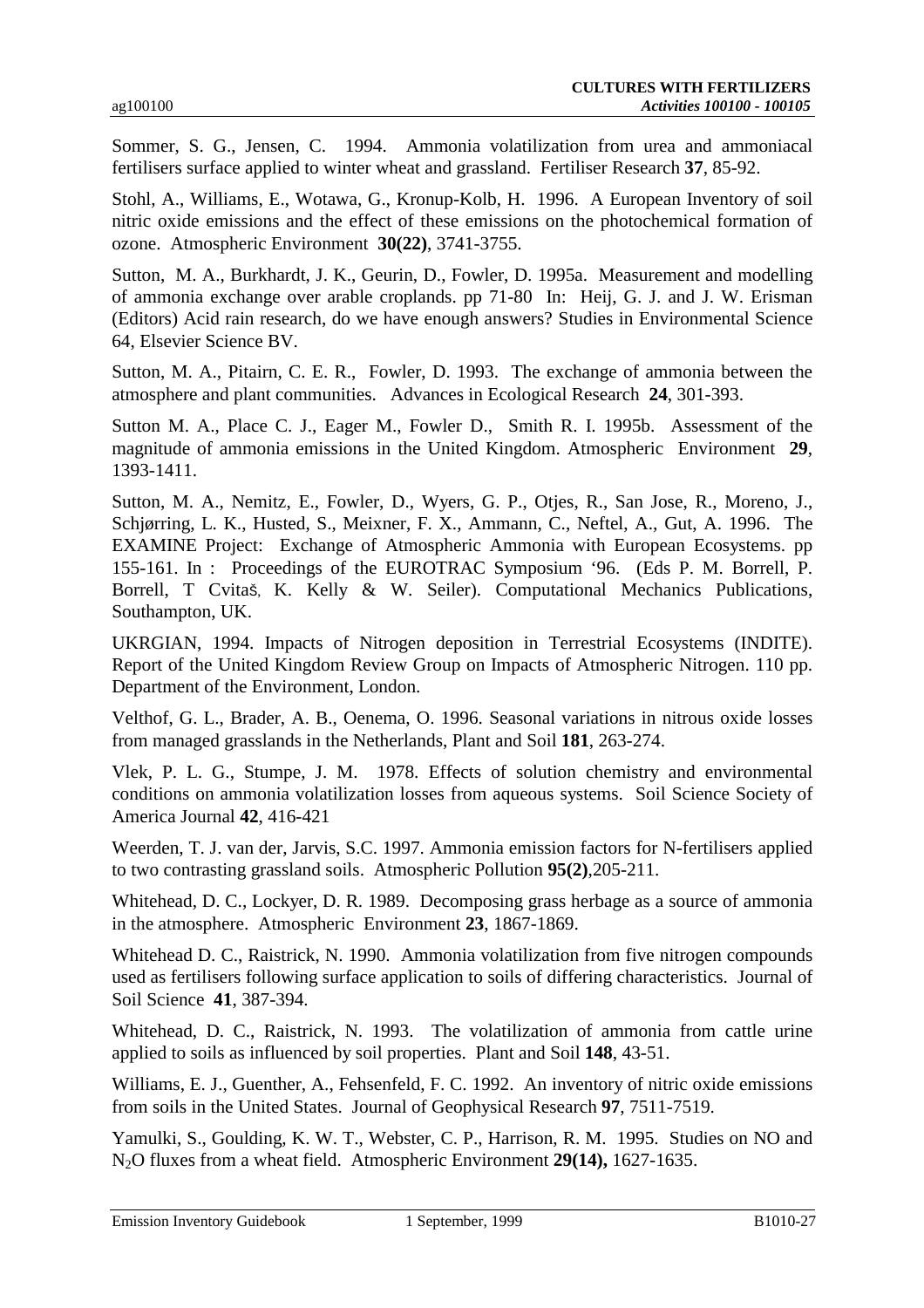Sommer, S. G., Jensen, C. 1994. Ammonia volatilization from urea and ammoniacal fertilisers surface applied to winter wheat and grassland. Fertiliser Research **37**, 85-92.

Stohl, A., Williams, E., Wotawa, G., Kronup-Kolb, H. 1996. A European Inventory of soil nitric oxide emissions and the effect of these emissions on the photochemical formation of ozone. Atmospheric Environment **30(22)**, 3741-3755.

Sutton, M. A., Burkhardt, J. K., Geurin, D., Fowler, D. 1995a. Measurement and modelling of ammonia exchange over arable croplands. pp 71-80 In: Heij, G. J. and J. W. Erisman (Editors) Acid rain research, do we have enough answers? Studies in Environmental Science 64, Elsevier Science BV.

Sutton, M. A., Pitairn, C. E. R., Fowler, D. 1993. The exchange of ammonia between the atmosphere and plant communities. Advances in Ecological Research **24**, 301-393.

Sutton M. A., Place C. J., Eager M., Fowler D., Smith R. I. 1995b. Assessment of the magnitude of ammonia emissions in the United Kingdom. Atmospheric Environment **29**, 1393-1411.

Sutton, M. A., Nemitz, E., Fowler, D., Wyers, G. P., Otjes, R., San Jose, R., Moreno, J., Schjørring, L. K., Husted, S., Meixner, F. X., Ammann, C., Neftel, A., Gut, A. 1996. The EXAMINE Project: Exchange of Atmospheric Ammonia with European Ecosystems. pp 155-161. In : Proceedings of the EUROTRAC Symposium '96. (Eds P. M. Borrell, P. Borrell, T Cvitaš, K. Kelly & W. Seiler). Computational Mechanics Publications, Southampton, UK.

UKRGIAN, 1994. Impacts of Nitrogen deposition in Terrestrial Ecosystems (INDITE). Report of the United Kingdom Review Group on Impacts of Atmospheric Nitrogen. 110 pp. Department of the Environment, London.

Velthof, G. L., Brader, A. B., Oenema, O. 1996. Seasonal variations in nitrous oxide losses from managed grasslands in the Netherlands, Plant and Soil **181**, 263-274.

Vlek, P. L. G., Stumpe, J. M. 1978. Effects of solution chemistry and environmental conditions on ammonia volatilization losses from aqueous systems. Soil Science Society of America Journal **42**, 416-421

Weerden, T. J. van der, Jarvis, S.C. 1997. Ammonia emission factors for N-fertilisers applied to two contrasting grassland soils. Atmospheric Pollution **95(2)**,205-211.

Whitehead, D. C., Lockyer, D. R. 1989. Decomposing grass herbage as a source of ammonia in the atmosphere. Atmospheric Environment **23**, 1867-1869.

Whitehead D. C., Raistrick, N. 1990. Ammonia volatilization from five nitrogen compounds used as fertilisers following surface application to soils of differing characteristics. Journal of Soil Science **41**, 387-394.

Whitehead, D. C., Raistrick, N. 1993. The volatilization of ammonia from cattle urine applied to soils as influenced by soil properties. Plant and Soil **148**, 43-51.

Williams, E. J., Guenther, A., Fehsenfeld, F. C. 1992. An inventory of nitric oxide emissions from soils in the United States. Journal of Geophysical Research **97**, 7511-7519.

Yamulki, S., Goulding, K. W. T., Webster, C. P., Harrison, R. M. 1995. Studies on NO and $N_2O$ fluxes from a wheat field. Atmospheric Environment **29(14),** 1627-1635.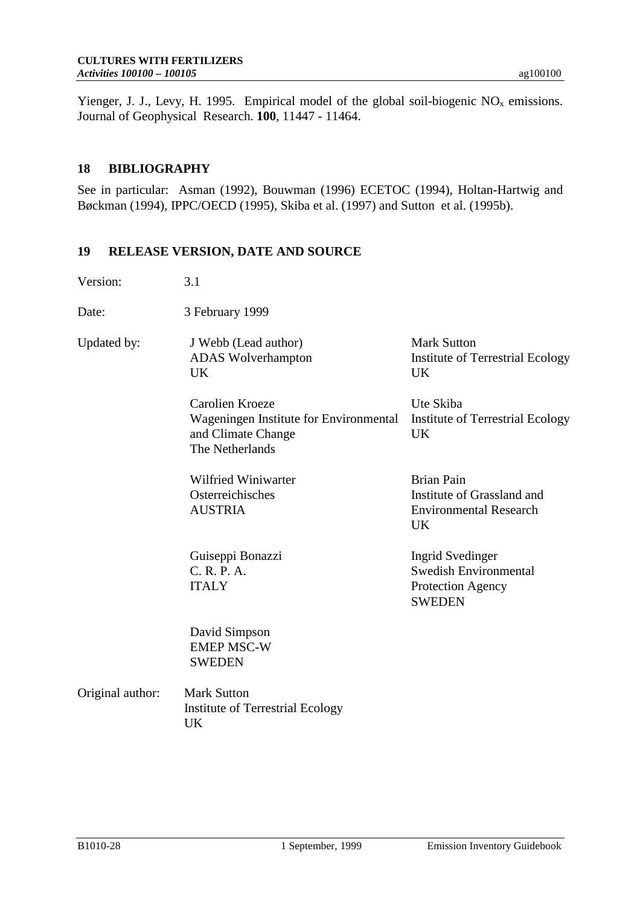Yienger, J. J., Levy, H. 1995. Empirical model of the global soil-biogenic $NO_x$ emissions. Journal of Geophysical Research. **100**, 11447 - 11464.

## 18 BIBLIOGRAPHY

See in particular: Asman (1992), Bouwman (1996) ECETOC (1994), Holtan-Hartwig and Bøckman (1994), IPPC/OECD (1995), Skiba et al. (1997) and Sutton et al. (1995b).

## 19 RELEASE VERSION, DATE AND SOURCE

Version: 3.1

Date: 3 February 1999

Updated by:

J Webb (Lead author)
ADAS Wolverhampton
UK

Mark Sutton
Institute of Terrestrial Ecology
UK

Carolien Kroeze
Wageningen Institute for Environmental and Climate Change
The Netherlands

Ute Skiba
Institute of Terrestrial Ecology
UK

Wilfried Winiwarter
Osterreichisches
AUSTRIA

Brian Pain
Institute of Grassland and Environmental Research
UK

Guiseppi Bonazzi
C. R. P. A.
ITALY

Ingrid Svedinger
Swedish Environmental Protection Agency
SWEDEN

David Simpson
EMEP MSC-W
SWEDEN

Original author:

Mark Sutton
Institute of Terrestrial Ecology
UK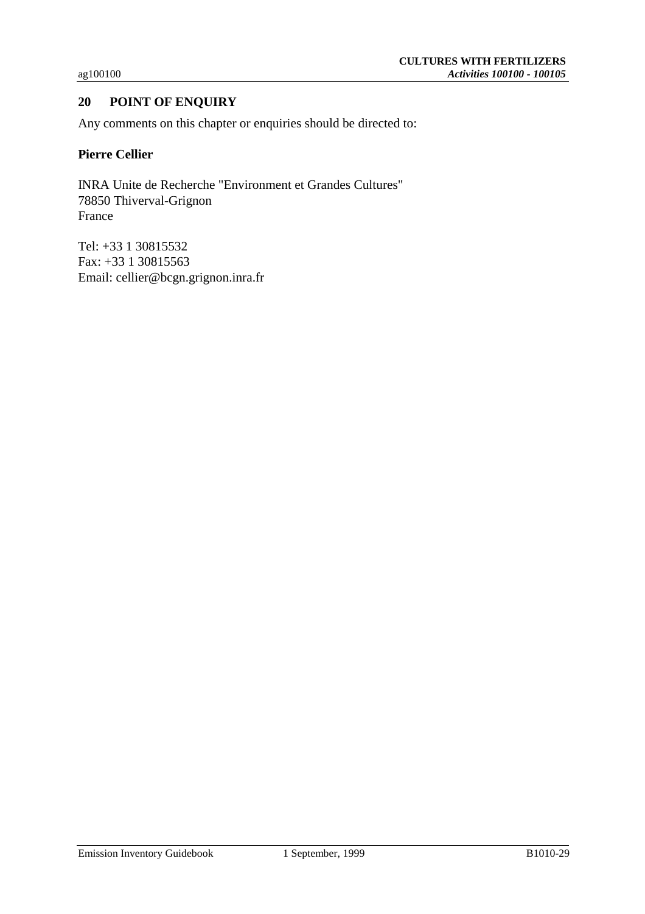## 20 POINT OF ENQUIRY

Any comments on this chapter or enquiries should be directed to:

**Pierre Cellier**

INRA Unite de Recherche "Environment et Grandes Cultures"
78850 Thiverval-Grignon
France

Tel: +33 1 30815532
Fax: +33 1 30815563
Email: cellier@bcgn.grignon.inra.fr